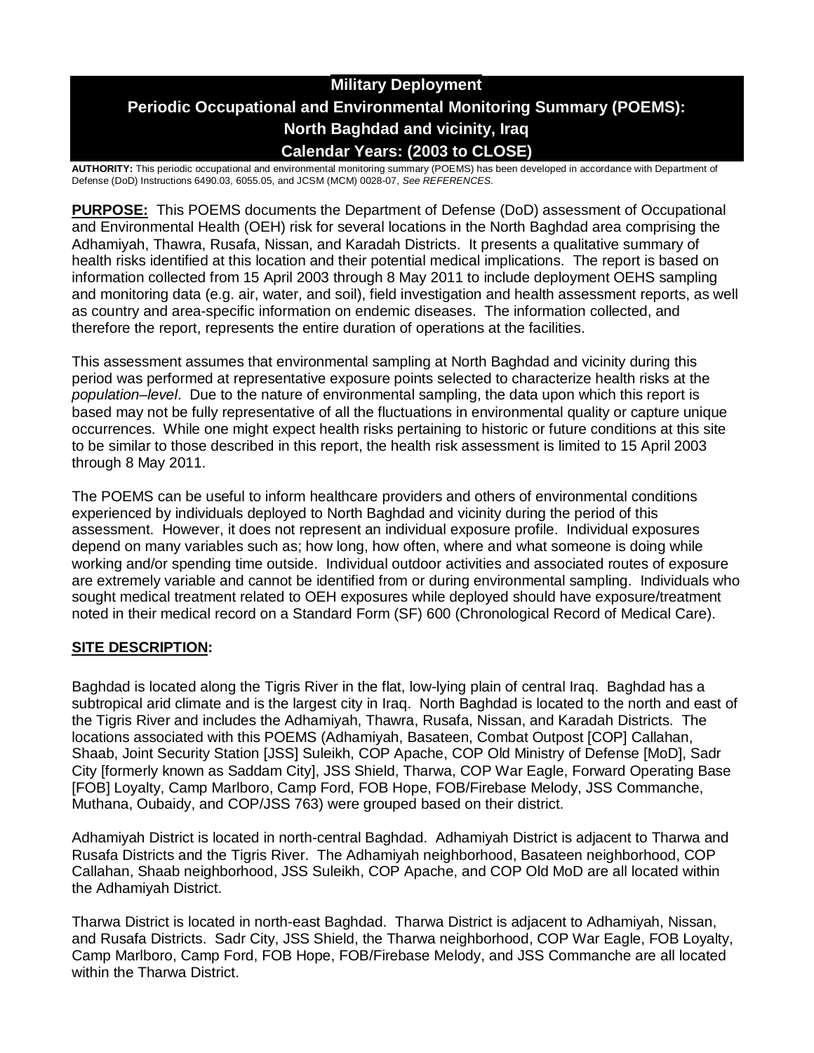# Military Deployment
# Periodic Occupational and Environmental Monitoring Summary (POEMS): North Baghdad and vicinity, Iraq
# Calendar Years: (2003 to CLOSE)

**AUTHORITY:** This periodic occupational and environmental monitoring summary (POEMS) has been developed in accordance with Department of Defense (DoD) Instructions 6490.03, 6055.05, and JCSM (MCM) 0028-07, *See REFERENCES.*

**PURPOSE:** This POEMS documents the Department of Defense (DoD) assessment of Occupational and Environmental Health (OEH) risk for several locations in the North Baghdad area comprising the Adhamiyah, Thawra, Rusafa, Nissan, and Karadah Districts. It presents a qualitative summary of health risks identified at this location and their potential medical implications. The report is based on information collected from 15 April 2003 through 8 May 2011 to include deployment OEHS sampling and monitoring data (e.g. air, water, and soil), field investigation and health assessment reports, as well as country and area-specific information on endemic diseases. The information collected, and therefore the report, represents the entire duration of operations at the facilities.

This assessment assumes that environmental sampling at North Baghdad and vicinity during this period was performed at representative exposure points selected to characterize health risks at the *population–level*. Due to the nature of environmental sampling, the data upon which this report is based may not be fully representative of all the fluctuations in environmental quality or capture unique occurrences. While one might expect health risks pertaining to historic or future conditions at this site to be similar to those described in this report, the health risk assessment is limited to 15 April 2003 through 8 May 2011.

The POEMS can be useful to inform healthcare providers and others of environmental conditions experienced by individuals deployed to North Baghdad and vicinity during the period of this assessment. However, it does not represent an individual exposure profile. Individual exposures depend on many variables such as; how long, how often, where and what someone is doing while working and/or spending time outside. Individual outdoor activities and associated routes of exposure are extremely variable and cannot be identified from or during environmental sampling. Individuals who sought medical treatment related to OEH exposures while deployed should have exposure/treatment noted in their medical record on a Standard Form (SF) 600 (Chronological Record of Medical Care).

## SITE DESCRIPTION:

Baghdad is located along the Tigris River in the flat, low-lying plain of central Iraq. Baghdad has a subtropical arid climate and is the largest city in Iraq. North Baghdad is located to the north and east of the Tigris River and includes the Adhamiyah, Thawra, Rusafa, Nissan, and Karadah Districts. The locations associated with this POEMS (Adhamiyah, Basateen, Combat Outpost [COP] Callahan, Shaab, Joint Security Station [JSS] Suleikh, COP Apache, COP Old Ministry of Defense [MoD], Sadr City [formerly known as Saddam City], JSS Shield, Tharwa, COP War Eagle, Forward Operating Base [FOB] Loyalty, Camp Marlboro, Camp Ford, FOB Hope, FOB/Firebase Melody, JSS Commanche, Muthana, Oubaidy, and COP/JSS 763) were grouped based on their district.

Adhamiyah District is located in north-central Baghdad. Adhamiyah District is adjacent to Tharwa and Rusafa Districts and the Tigris River. The Adhamiyah neighborhood, Basateen neighborhood, COP Callahan, Shaab neighborhood, JSS Suleikh, COP Apache, and COP Old MoD are all located within the Adhamiyah District.

Tharwa District is located in north-east Baghdad. Tharwa District is adjacent to Adhamiyah, Nissan, and Rusafa Districts. Sadr City, JSS Shield, the Tharwa neighborhood, COP War Eagle, FOB Loyalty, Camp Marlboro, Camp Ford, FOB Hope, FOB/Firebase Melody, and JSS Commanche are all located within the Tharwa District.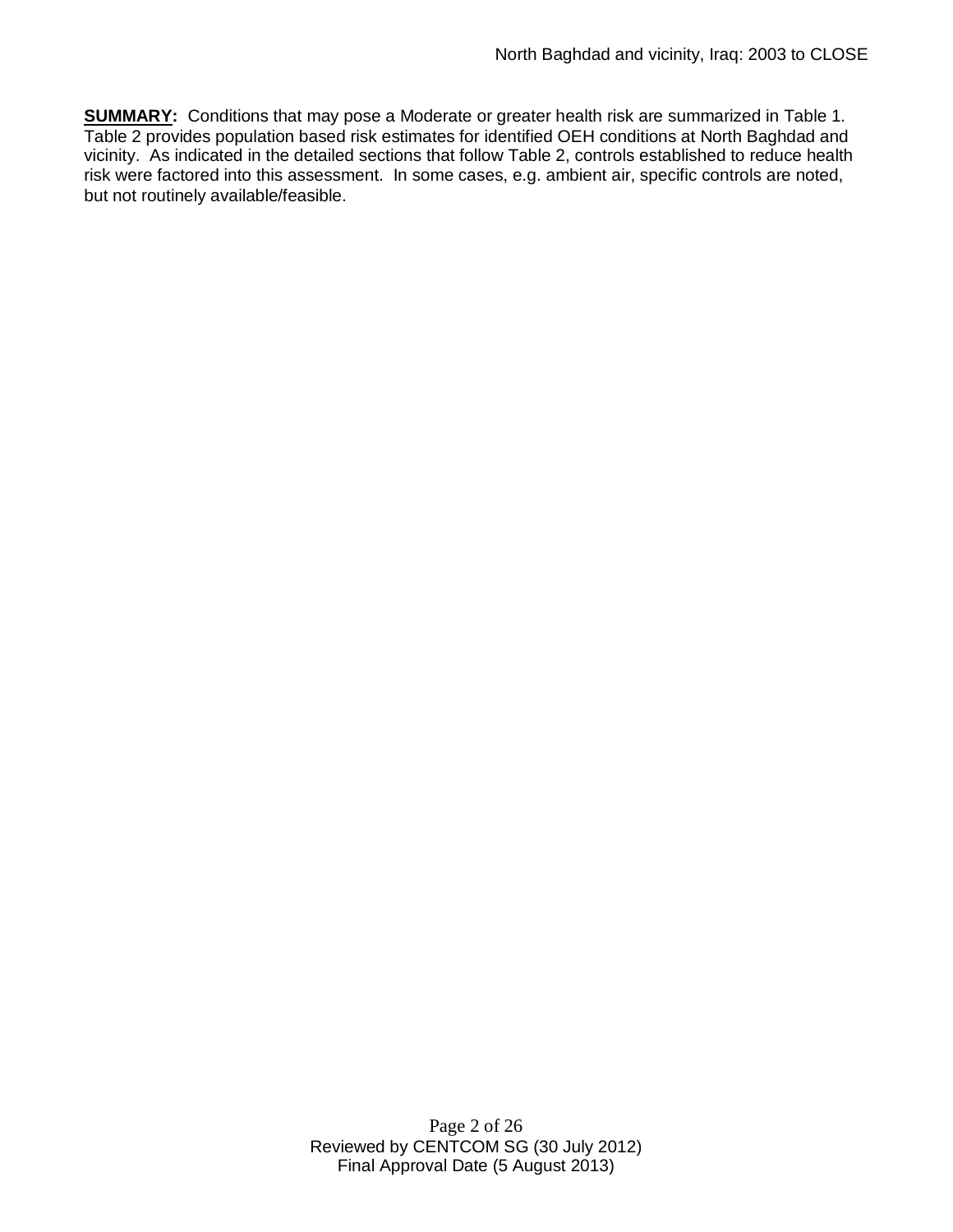**SUMMARY:** Conditions that may pose a Moderate or greater health risk are summarized in Table 1. Table 2 provides population based risk estimates for identified OEH conditions at North Baghdad and vicinity. As indicated in the detailed sections that follow Table 2, controls established to reduce health risk were factored into this assessment. In some cases, e.g. ambient air, specific controls are noted, but not routinely available/feasible.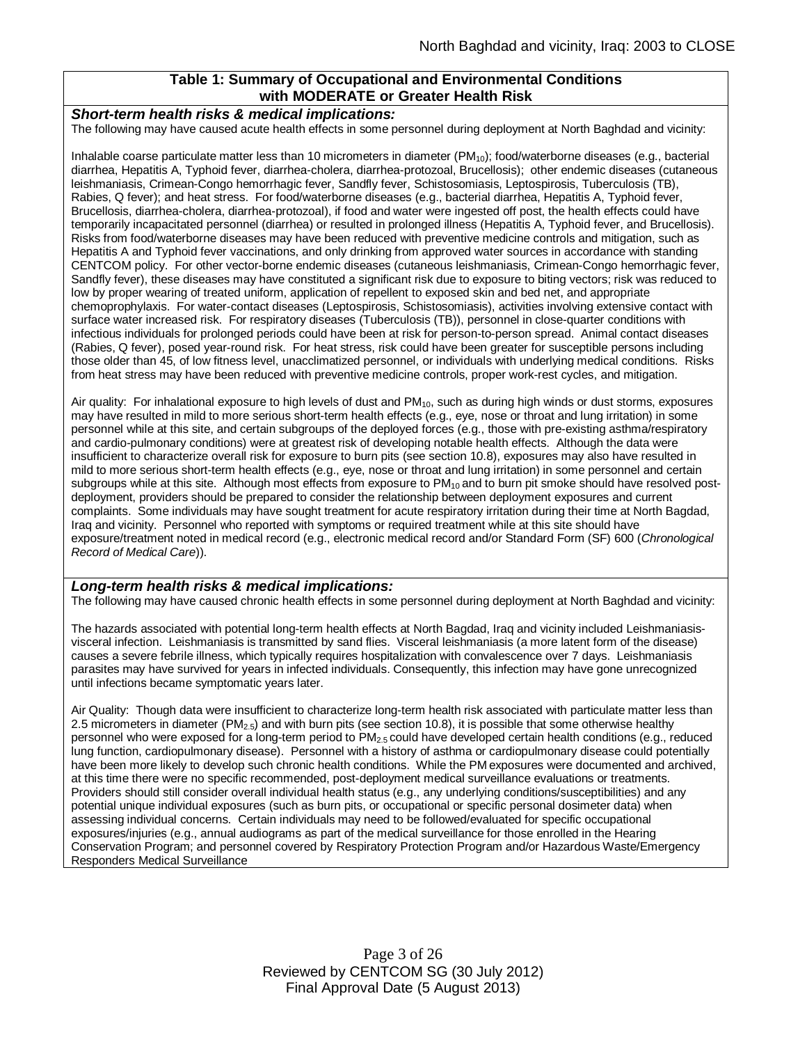**Table 1: Summary of Occupational and Environmental Conditions with MODERATE or Greater Health Risk**

***Short-term health risks & medical implications:***

The following may have caused acute health effects in some personnel during deployment at North Baghdad and vicinity:

Inhalable coarse particulate matter less than 10 micrometers in diameter ($PM_{10}$); food/waterborne diseases (e.g., bacterial diarrhea, Hepatitis A, Typhoid fever, diarrhea-cholera, diarrhea-protozoal, Brucellosis); other endemic diseases (cutaneous leishmaniasis, Crimean-Congo hemorrhagic fever, Sandfly fever, Schistosomiasis, Leptospirosis, Tuberculosis (TB), Rabies, Q fever); and heat stress. For food/waterborne diseases (e.g., bacterial diarrhea, Hepatitis A, Typhoid fever, Brucellosis, diarrhea-cholera, diarrhea-protozoal), if food and water were ingested off post, the health effects could have temporarily incapacitated personnel (diarrhea) or resulted in prolonged illness (Hepatitis A, Typhoid fever, and Brucellosis). Risks from food/waterborne diseases may have been reduced with preventive medicine controls and mitigation, such as Hepatitis A and Typhoid fever vaccinations, and only drinking from approved water sources in accordance with standing CENTCOM policy. For other vector-borne endemic diseases (cutaneous leishmaniasis, Crimean-Congo hemorrhagic fever, Sandfly fever), these diseases may have constituted a significant risk due to exposure to biting vectors; risk was reduced to low by proper wearing of treated uniform, application of repellent to exposed skin and bed net, and appropriate chemoprophylaxis. For water-contact diseases (Leptospirosis, Schistosomiasis), activities involving extensive contact with surface water increased risk. For respiratory diseases (Tuberculosis (TB)), personnel in close-quarter conditions with infectious individuals for prolonged periods could have been at risk for person-to-person spread. Animal contact diseases (Rabies, Q fever), posed year-round risk. For heat stress, risk could have been greater for susceptible persons including those older than 45, of low fitness level, unacclimatized personnel, or individuals with underlying medical conditions. Risks from heat stress may have been reduced with preventive medicine controls, proper work-rest cycles, and mitigation.

Air quality: For inhalational exposure to high levels of dust and $PM_{10}$, such as during high winds or dust storms, exposures may have resulted in mild to more serious short-term health effects (e.g., eye, nose or throat and lung irritation) in some personnel while at this site, and certain subgroups of the deployed forces (e.g., those with pre-existing asthma/respiratory and cardio-pulmonary conditions) were at greatest risk of developing notable health effects. Although the data were insufficient to characterize overall risk for exposure to burn pits (see section 10.8), exposures may also have resulted in mild to more serious short-term health effects (e.g., eye, nose or throat and lung irritation) in some personnel and certain subgroups while at this site. Although most effects from exposure to $PM_{10}$ and to burn pit smoke should have resolved post-deployment, providers should be prepared to consider the relationship between deployment exposures and current complaints. Some individuals may have sought treatment for acute respiratory irritation during their time at North Bagdad, Iraq and vicinity. Personnel who reported with symptoms or required treatment while at this site should have exposure/treatment noted in medical record (e.g., electronic medical record and/or Standard Form (SF) 600 (*Chronological Record of Medical Care*)).

***Long-term health risks & medical implications:***

The following may have caused chronic health effects in some personnel during deployment at North Baghdad and vicinity:

The hazards associated with potential long-term health effects at North Bagdad, Iraq and vicinity included Leishmaniasis-visceral infection. Leishmaniasis is transmitted by sand flies. Visceral leishmaniasis (a more latent form of the disease) causes a severe febrile illness, which typically requires hospitalization with convalescence over 7 days. Leishmaniasis parasites may have survived for years in infected individuals. Consequently, this infection may have gone unrecognized until infections became symptomatic years later.

Air Quality: Though data were insufficient to characterize long-term health risk associated with particulate matter less than 2.5 micrometers in diameter ($PM_{2.5}$) and with burn pits (see section 10.8), it is possible that some otherwise healthy personnel who were exposed for a long-term period to $PM_{2.5}$ could have developed certain health conditions (e.g., reduced lung function, cardiopulmonary disease). Personnel with a history of asthma or cardiopulmonary disease could potentially have been more likely to develop such chronic health conditions. While the PM exposures were documented and archived, at this time there were no specific recommended, post-deployment medical surveillance evaluations or treatments. Providers should still consider overall individual health status (e.g., any underlying conditions/susceptibilities) and any potential unique individual exposures (such as burn pits, or occupational or specific personal dosimeter data) when assessing individual concerns. Certain individuals may need to be followed/evaluated for specific occupational exposures/injuries (e.g., annual audiograms as part of the medical surveillance for those enrolled in the Hearing Conservation Program; and personnel covered by Respiratory Protection Program and/or Hazardous Waste/Emergency Responders Medical Surveillance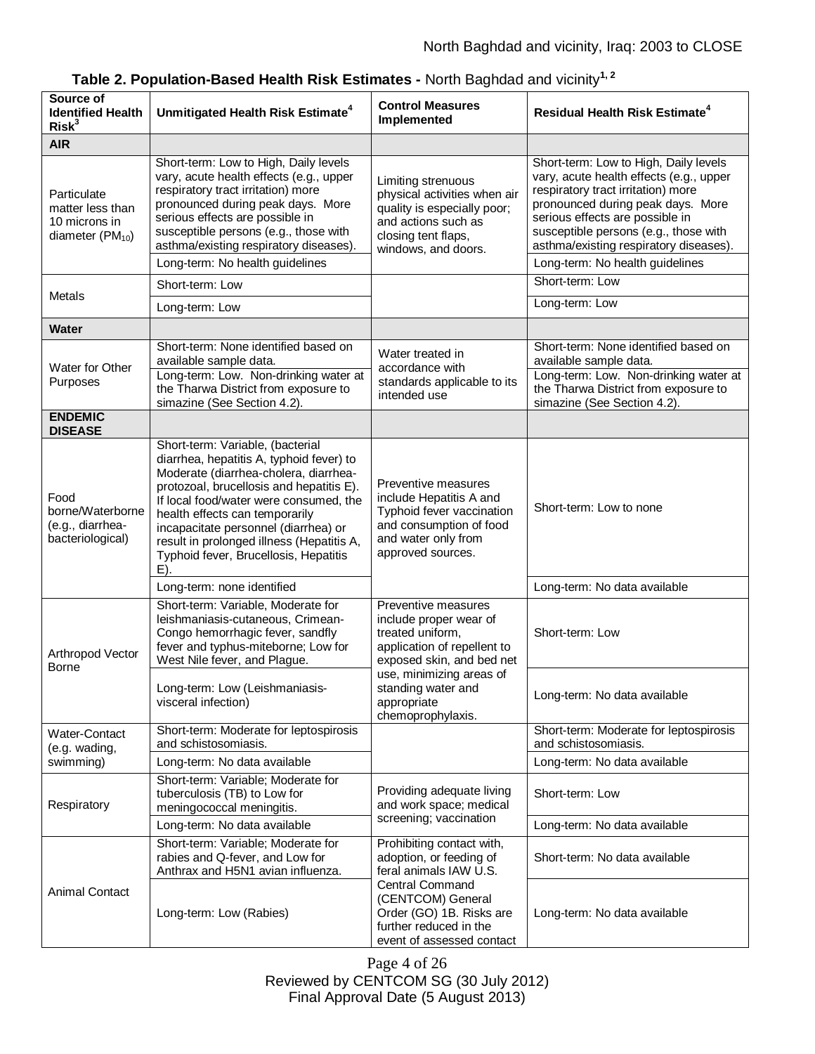**Table 2. Population-Based Health Risk Estimates -** North Baghdad and vicinity[1, 2]

| Source of Identified Health Risk[3] | Unmitigated Health Risk Estimate[4] | Control Measures Implemented | Residual Health Risk Estimate[4] |
|---|---|---|---|
| **AIR** | | | |
| Particulate matter less than 10 microns in diameter ($PM_{10}$) | Short-term: Low to High, Daily levels vary, acute health effects (e.g., upper respiratory tract irritation) more pronounced during peak days. More serious effects are possible in susceptible persons (e.g., those with asthma/existing respiratory diseases). | Limiting strenuous physical activities when air quality is especially poor; and actions such as closing tent flaps, windows, and doors. | Short-term: Low to High, Daily levels vary, acute health effects (e.g., upper respiratory tract irritation) more pronounced during peak days. More serious effects are possible in susceptible persons (e.g., those with asthma/existing respiratory diseases). |
| | Long-term: No health guidelines | | Long-term: No health guidelines |
| Metals | Short-term: Low | | Short-term: Low |
| | Long-term: Low | | Long-term: Low |
| **Water** | | | |
| Water for Other Purposes | Short-term: None identified based on available sample data. | Water treated in accordance with standards applicable to its intended use | Short-term: None identified based on available sample data. |
| | Long-term: Low. Non-drinking water at the Tharwa District from exposure to simazine (See Section 4.2). | | Long-term: Low. Non-drinking water at the Tharwa District from exposure to simazine (See Section 4.2). |
| **ENDEMIC DISEASE** | | | |
| Food borne/Waterborne (e.g., diarrhea-bacteriological) | Short-term: Variable, (bacterial diarrhea, hepatitis A, typhoid fever) to Moderate (diarrhea-cholera, diarrhea-protozoal, brucellosis and hepatitis E). If local food/water were consumed, the health effects can temporarily incapacitate personnel (diarrhea) or result in prolonged illness (Hepatitis A, Typhoid fever, Brucellosis, Hepatitis E). | Preventive measures include Hepatitis A and Typhoid fever vaccination and consumption of food and water only from approved sources. | Short-term: Low to none |
| | Long-term: none identified | | Long-term: No data available |
| Arthropod Vector Borne | Short-term: Variable, Moderate for leishmaniasis-cutaneous, Crimean-Congo hemorrhagic fever, sandfly fever and typhus-miteborne; Low for West Nile fever, and Plague. | Preventive measures include proper wear of treated uniform, application of repellent to exposed skin, and bed net use, minimizing areas of standing water and appropriate chemoprophylaxis. | Short-term: Low |
| | Long-term: Low (Leishmaniasis-visceral infection) | | Long-term: No data available |
| Water-Contact (e.g. wading, swimming) | Short-term: Moderate for leptospirosis and schistosomiasis. | | Short-term: Moderate for leptospirosis and schistosomiasis. |
| | Long-term: No data available | | Long-term: No data available |
| Respiratory | Short-term: Variable; Moderate for tuberculosis (TB) to Low for meningococcal meningitis. | Providing adequate living and work space; medical screening; vaccination | Short-term: Low |
| | Long-term: No data available | | Long-term: No data available |
| Animal Contact | Short-term: Variable; Moderate for rabies and Q-fever, and Low for Anthrax and H5N1 avian influenza. | Prohibiting contact with, adoption, or feeding of feral animals IAW U.S. Central Command (CENTCOM) General Order (GO) 1B. Risks are further reduced in the event of assessed contact | Short-term: No data available |
| | Long-term: Low (Rabies) | | Long-term: No data available |

Reviewed by CENTCOM SG (30 July 2012)
Final Approval Date (5 August 2013)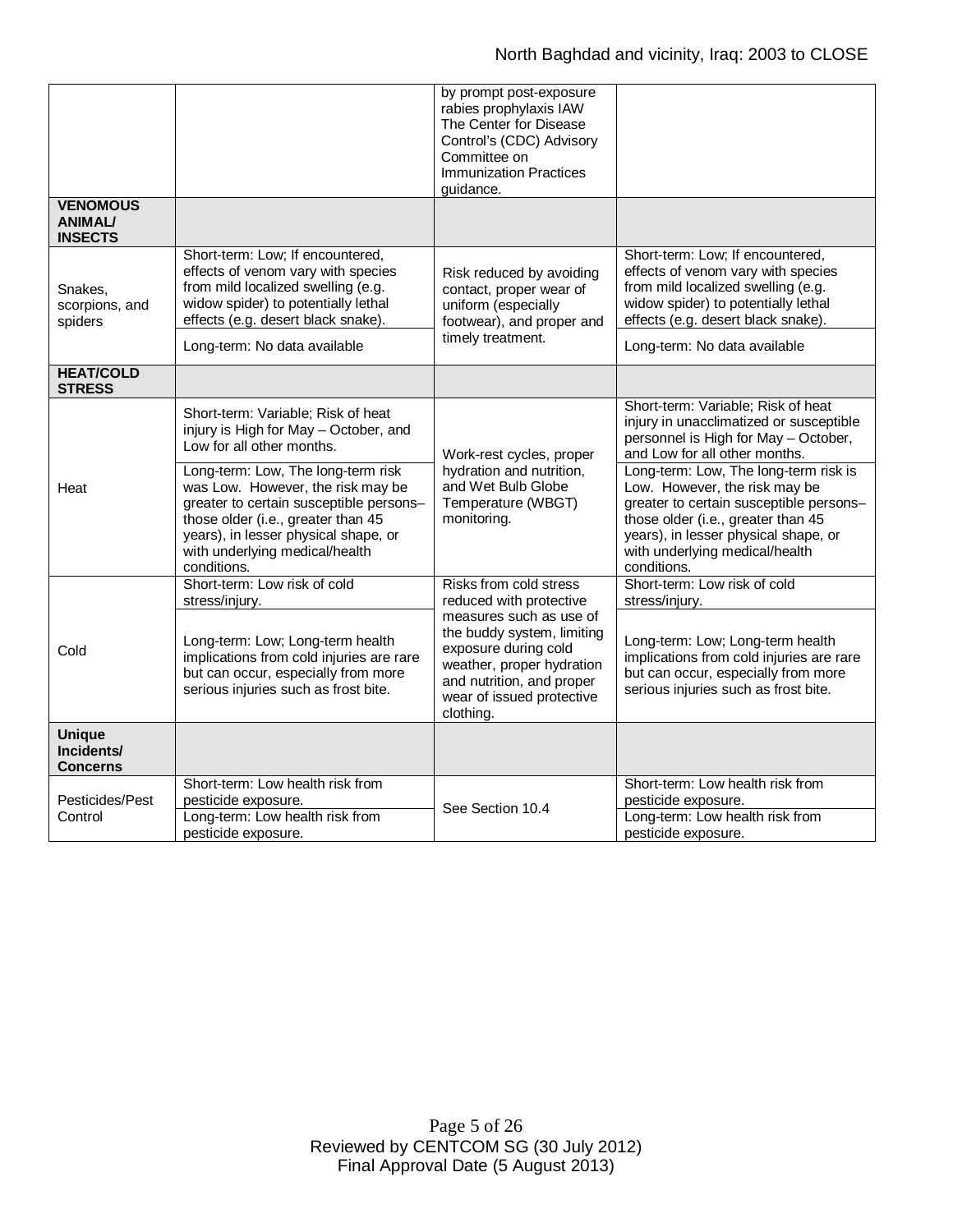| | | | |
|---|---|---|---|
| | | by prompt post-exposure rabies prophylaxis IAW The Center for Disease Control's (CDC) Advisory Committee on Immunization Practices guidance. | |
| **VENOMOUS ANIMAL/ INSECTS** | | | |
| Snakes, scorpions, and spiders | Short-term: Low; If encountered, effects of venom vary with species from mild localized swelling (e.g. widow spider) to potentially lethal effects (e.g. desert black snake). | Risk reduced by avoiding contact, proper wear of uniform (especially footwear), and proper and timely treatment. | Short-term: Low; If encountered, effects of venom vary with species from mild localized swelling (e.g. widow spider) to potentially lethal effects (e.g. desert black snake). |
| | Long-term: No data available | | Long-term: No data available |
| **HEAT/COLD STRESS** | | | |
| Heat | Short-term: Variable; Risk of heat injury is High for May – October, and Low for all other months. | Work-rest cycles, proper hydration and nutrition, and Wet Bulb Globe Temperature (WBGT) monitoring. | Short-term: Variable; Risk of heat injury in unacclimatized or susceptible personnel is High for May – October, and Low for all other months. |
| | Long-term: Low, The long-term risk was Low. However, the risk may be greater to certain susceptible persons– those older (i.e., greater than 45 years), in lesser physical shape, or with underlying medical/health conditions. | | Long-term: Low, The long-term risk is Low. However, the risk may be greater to certain susceptible persons– those older (i.e., greater than 45 years), in lesser physical shape, or with underlying medical/health conditions. |
| Cold | Short-term: Low risk of cold stress/injury. | Risks from cold stress reduced with protective measures such as use of the buddy system, limiting exposure during cold weather, proper hydration and nutrition, and proper wear of issued protective clothing. | Short-term: Low risk of cold stress/injury. |
| | Long-term: Low; Long-term health implications from cold injuries are rare but can occur, especially from more serious injuries such as frost bite. | | Long-term: Low; Long-term health implications from cold injuries are rare but can occur, especially from more serious injuries such as frost bite. |
| **Unique Incidents/ Concerns** | | | |
| Pesticides/Pest Control | Short-term: Low health risk from pesticide exposure. | See Section 10.4 | Short-term: Low health risk from pesticide exposure. |
| | Long-term: Low health risk from pesticide exposure. | | Long-term: Low health risk from pesticide exposure. |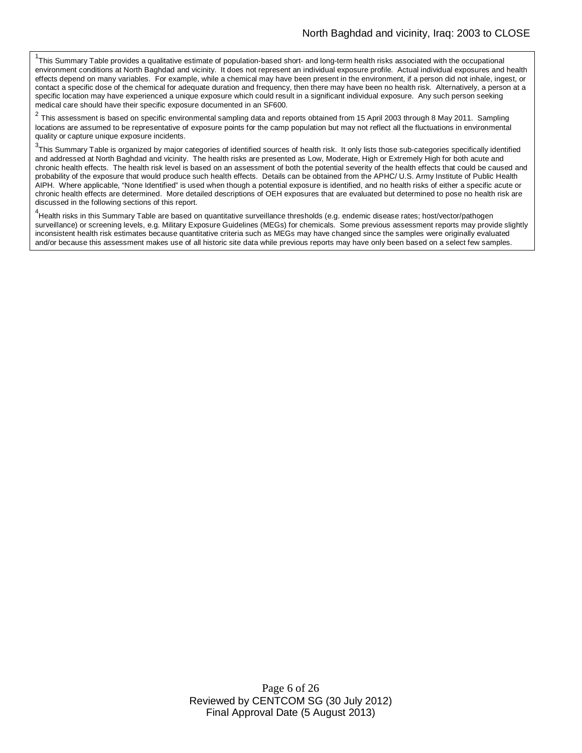[1]This Summary Table provides a qualitative estimate of population-based short- and long-term health risks associated with the occupational environment conditions at North Baghdad and vicinity. It does not represent an individual exposure profile. Actual individual exposures and health effects depend on many variables. For example, while a chemical may have been present in the environment, if a person did not inhale, ingest, or contact a specific dose of the chemical for adequate duration and frequency, then there may have been no health risk. Alternatively, a person at a specific location may have experienced a unique exposure which could result in a significant individual exposure. Any such person seeking medical care should have their specific exposure documented in an SF600.

[2] This assessment is based on specific environmental sampling data and reports obtained from 15 April 2003 through 8 May 2011. Sampling locations are assumed to be representative of exposure points for the camp population but may not reflect all the fluctuations in environmental quality or capture unique exposure incidents.

[3]This Summary Table is organized by major categories of identified sources of health risk. It only lists those sub-categories specifically identified and addressed at North Baghdad and vicinity. The health risks are presented as Low, Moderate, High or Extremely High for both acute and chronic health effects. The health risk level is based on an assessment of both the potential severity of the health effects that could be caused and probability of the exposure that would produce such health effects. Details can be obtained from the APHC/ U.S. Army Institute of Public Health AIPH. Where applicable, "None Identified" is used when though a potential exposure is identified, and no health risks of either a specific acute or chronic health effects are determined. More detailed descriptions of OEH exposures that are evaluated but determined to pose no health risk are discussed in the following sections of this report.

[4]Health risks in this Summary Table are based on quantitative surveillance thresholds (e.g. endemic disease rates; host/vector/pathogen surveillance) or screening levels, e.g. Military Exposure Guidelines (MEGs) for chemicals. Some previous assessment reports may provide slightly inconsistent health risk estimates because quantitative criteria such as MEGs may have changed since the samples were originally evaluated and/or because this assessment makes use of all historic site data while previous reports may have only been based on a select few samples.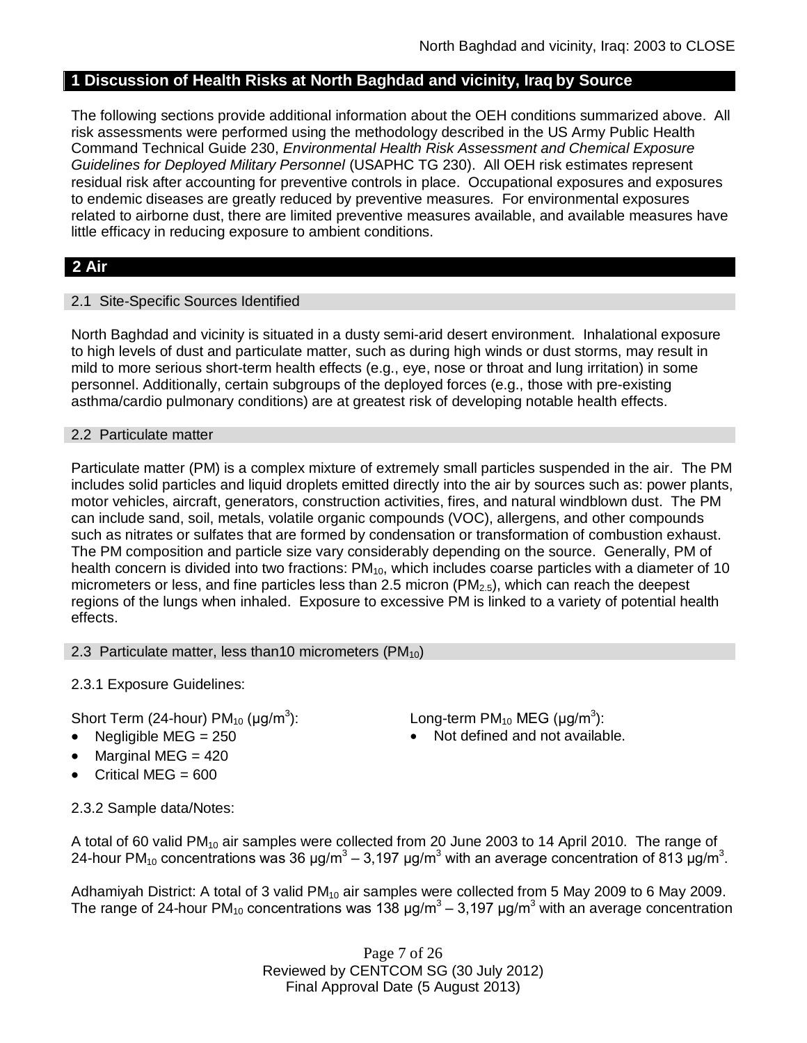## 1 Discussion of Health Risks at North Baghdad and vicinity, Iraq by Source

The following sections provide additional information about the OEH conditions summarized above. All risk assessments were performed using the methodology described in the US Army Public Health Command Technical Guide 230, *Environmental Health Risk Assessment and Chemical Exposure Guidelines for Deployed Military Personnel* (USAPHC TG 230). All OEH risk estimates represent residual risk after accounting for preventive controls in place. Occupational exposures and exposures to endemic diseases are greatly reduced by preventive measures. For environmental exposures related to airborne dust, there are limited preventive measures available, and available measures have little efficacy in reducing exposure to ambient conditions.

## 2 Air

### 2.1 Site-Specific Sources Identified

North Baghdad and vicinity is situated in a dusty semi-arid desert environment. Inhalational exposure to high levels of dust and particulate matter, such as during high winds or dust storms, may result in mild to more serious short-term health effects (e.g., eye, nose or throat and lung irritation) in some personnel. Additionally, certain subgroups of the deployed forces (e.g., those with pre-existing asthma/cardio pulmonary conditions) are at greatest risk of developing notable health effects.

### 2.2 Particulate matter

Particulate matter (PM) is a complex mixture of extremely small particles suspended in the air. The PM includes solid particles and liquid droplets emitted directly into the air by sources such as: power plants, motor vehicles, aircraft, generators, construction activities, fires, and natural windblown dust. The PM can include sand, soil, metals, volatile organic compounds (VOC), allergens, and other compounds such as nitrates or sulfates that are formed by condensation or transformation of combustion exhaust. The PM composition and particle size vary considerably depending on the source. Generally, PM of health concern is divided into two fractions: $PM_{10}$, which includes coarse particles with a diameter of 10 micrometers or less, and fine particles less than 2.5 micron ($PM_{2.5}$), which can reach the deepest regions of the lungs when inhaled. Exposure to excessive PM is linked to a variety of potential health effects.

### 2.3 Particulate matter, less than10 micrometers ($PM_{10}$)

2.3.1 Exposure Guidelines:

Short Term (24-hour) $PM_{10}$ (μg/m$^3$):

- Negligible MEG = 250
- Marginal MEG = 420
- Critical MEG = 600

Long-term $PM_{10}$ MEG (μg/m$^3$):

- Not defined and not available.

2.3.2 Sample data/Notes:

A total of 60 valid $PM_{10}$ air samples were collected from 20 June 2003 to 14 April 2010. The range of 24-hour $PM_{10}$ concentrations was 36 μg/m$^3$ – 3,197 μg/m$^3$ with an average concentration of 813 μg/m$^3$.

Adhamiyah District: A total of 3 valid $PM_{10}$ air samples were collected from 5 May 2009 to 6 May 2009. The range of 24-hour $PM_{10}$ concentrations was 138 μg/m$^3$ – 3,197 μg/m$^3$ with an average concentration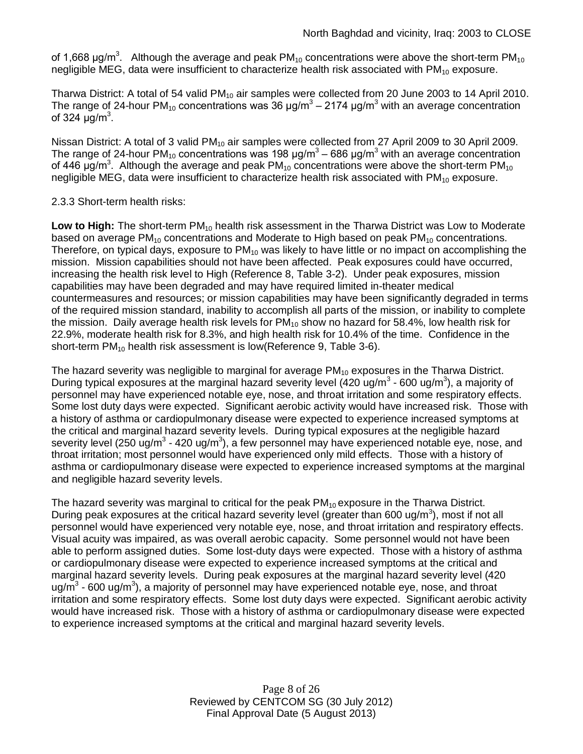of 1,668 μg/m$^3$. Although the average and peak $PM_{10}$ concentrations were above the short-term $PM_{10}$ negligible MEG, data were insufficient to characterize health risk associated with $PM_{10}$ exposure.

Tharwa District: A total of 54 valid $PM_{10}$ air samples were collected from 20 June 2003 to 14 April 2010. The range of 24-hour $PM_{10}$ concentrations was 36 μg/m$^3$ – 2174 μg/m$^3$ with an average concentration of 324 μg/m$^3$.

Nissan District: A total of 3 valid $PM_{10}$ air samples were collected from 27 April 2009 to 30 April 2009. The range of 24-hour $PM_{10}$ concentrations was 198 μg/m$^3$ – 686 μg/m$^3$ with an average concentration of 446 μg/m$^3$. Although the average and peak $PM_{10}$ concentrations were above the short-term $PM_{10}$ negligible MEG, data were insufficient to characterize health risk associated with $PM_{10}$ exposure.

2.3.3 Short-term health risks:

**Low to High:** The short-term $PM_{10}$ health risk assessment in the Tharwa District was Low to Moderate based on average $PM_{10}$ concentrations and Moderate to High based on peak $PM_{10}$ concentrations. Therefore, on typical days, exposure to $PM_{10}$ was likely to have little or no impact on accomplishing the mission. Mission capabilities should not have been affected. Peak exposures could have occurred, increasing the health risk level to High (Reference 8, Table 3-2). Under peak exposures, mission capabilities may have been degraded and may have required limited in-theater medical countermeasures and resources; or mission capabilities may have been significantly degraded in terms of the required mission standard, inability to accomplish all parts of the mission, or inability to complete the mission. Daily average health risk levels for $PM_{10}$ show no hazard for 58.4%, low health risk for 22.9%, moderate health risk for 8.3%, and high health risk for 10.4% of the time. Confidence in the short-term $PM_{10}$ health risk assessment is low(Reference 9, Table 3-6).

The hazard severity was negligible to marginal for average $PM_{10}$ exposures in the Tharwa District. During typical exposures at the marginal hazard severity level (420 ug/m$^3$ - 600 ug/m$^3$), a majority of personnel may have experienced notable eye, nose, and throat irritation and some respiratory effects. Some lost duty days were expected. Significant aerobic activity would have increased risk. Those with a history of asthma or cardiopulmonary disease were expected to experience increased symptoms at the critical and marginal hazard severity levels. During typical exposures at the negligible hazard severity level (250 ug/m$^3$ - 420 ug/m$^3$), a few personnel may have experienced notable eye, nose, and throat irritation; most personnel would have experienced only mild effects. Those with a history of asthma or cardiopulmonary disease were expected to experience increased symptoms at the marginal and negligible hazard severity levels.

The hazard severity was marginal to critical for the peak $PM_{10}$ exposure in the Tharwa District. During peak exposures at the critical hazard severity level (greater than 600 ug/m$^3$), most if not all personnel would have experienced very notable eye, nose, and throat irritation and respiratory effects. Visual acuity was impaired, as was overall aerobic capacity. Some personnel would not have been able to perform assigned duties. Some lost-duty days were expected. Those with a history of asthma or cardiopulmonary disease were expected to experience increased symptoms at the critical and marginal hazard severity levels. During peak exposures at the marginal hazard severity level (420 ug/m$^3$ - 600 ug/m$^3$), a majority of personnel may have experienced notable eye, nose, and throat irritation and some respiratory effects. Some lost duty days were expected. Significant aerobic activity would have increased risk. Those with a history of asthma or cardiopulmonary disease were expected to experience increased symptoms at the critical and marginal hazard severity levels.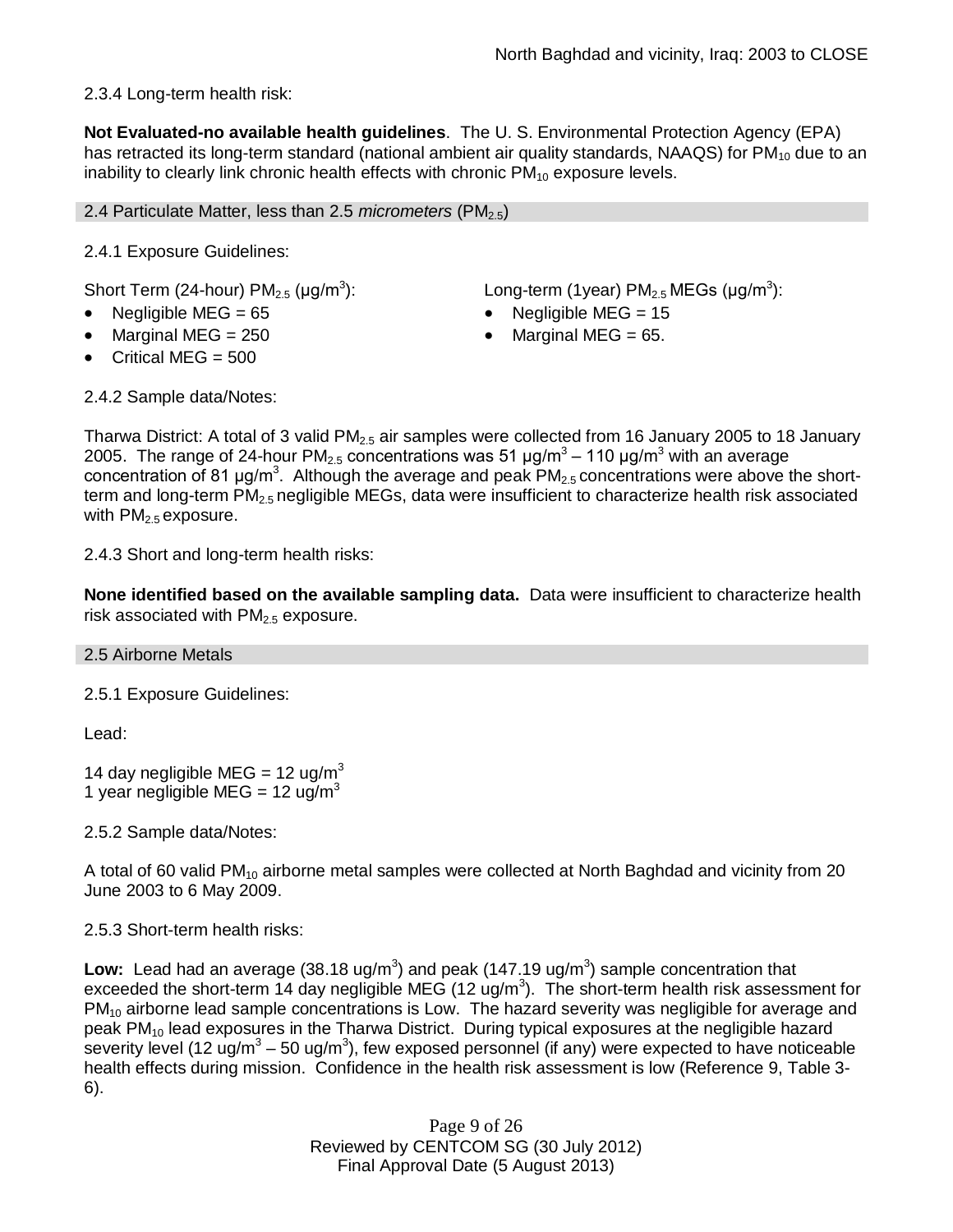2.3.4 Long-term health risk:

**Not Evaluated-no available health guidelines**. The U. S. Environmental Protection Agency (EPA) has retracted its long-term standard (national ambient air quality standards, NAAQS) for $PM_{10}$ due to an inability to clearly link chronic health effects with chronic $PM_{10}$ exposure levels.

## 2.4 Particulate Matter, less than 2.5 *micrometers* ($PM_{2.5}$)

2.4.1 Exposure Guidelines:

Short Term (24-hour) $PM_{2.5}$ (µg/m$^3$):

- Negligible MEG = 65
- Marginal MEG = 250
- Critical MEG = 500

Long-term (1year) $PM_{2.5}$ MEGs (µg/m$^3$):

- Negligible MEG = 15
- Marginal MEG = 65.

2.4.2 Sample data/Notes:

Tharwa District: A total of 3 valid $PM_{2.5}$ air samples were collected from 16 January 2005 to 18 January 2005. The range of 24-hour $PM_{2.5}$ concentrations was 51 µg/m$^3$ – 110 µg/m$^3$ with an average concentration of 81 µg/m$^3$. Although the average and peak $PM_{2.5}$ concentrations were above the short-term and long-term $PM_{2.5}$ negligible MEGs, data were insufficient to characterize health risk associated with $PM_{2.5}$ exposure.

2.4.3 Short and long-term health risks:

**None identified based on the available sampling data.** Data were insufficient to characterize health risk associated with $PM_{2.5}$ exposure.

## 2.5 Airborne Metals

2.5.1 Exposure Guidelines:

Lead:

14 day negligible MEG = 12 ug/m$^3$
1 year negligible MEG = 12 ug/m$^3$

2.5.2 Sample data/Notes:

A total of 60 valid $PM_{10}$ airborne metal samples were collected at North Baghdad and vicinity from 20 June 2003 to 6 May 2009.

2.5.3 Short-term health risks:

**Low:** Lead had an average (38.18 ug/m$^3$) and peak (147.19 ug/m$^3$) sample concentration that exceeded the short-term 14 day negligible MEG (12 ug/m$^3$). The short-term health risk assessment for $PM_{10}$ airborne lead sample concentrations is Low. The hazard severity was negligible for average and peak $PM_{10}$ lead exposures in the Tharwa District. During typical exposures at the negligible hazard severity level (12 ug/m$^3$ – 50 ug/m$^3$), few exposed personnel (if any) were expected to have noticeable health effects during mission. Confidence in the health risk assessment is low (Reference 9, Table 3-6).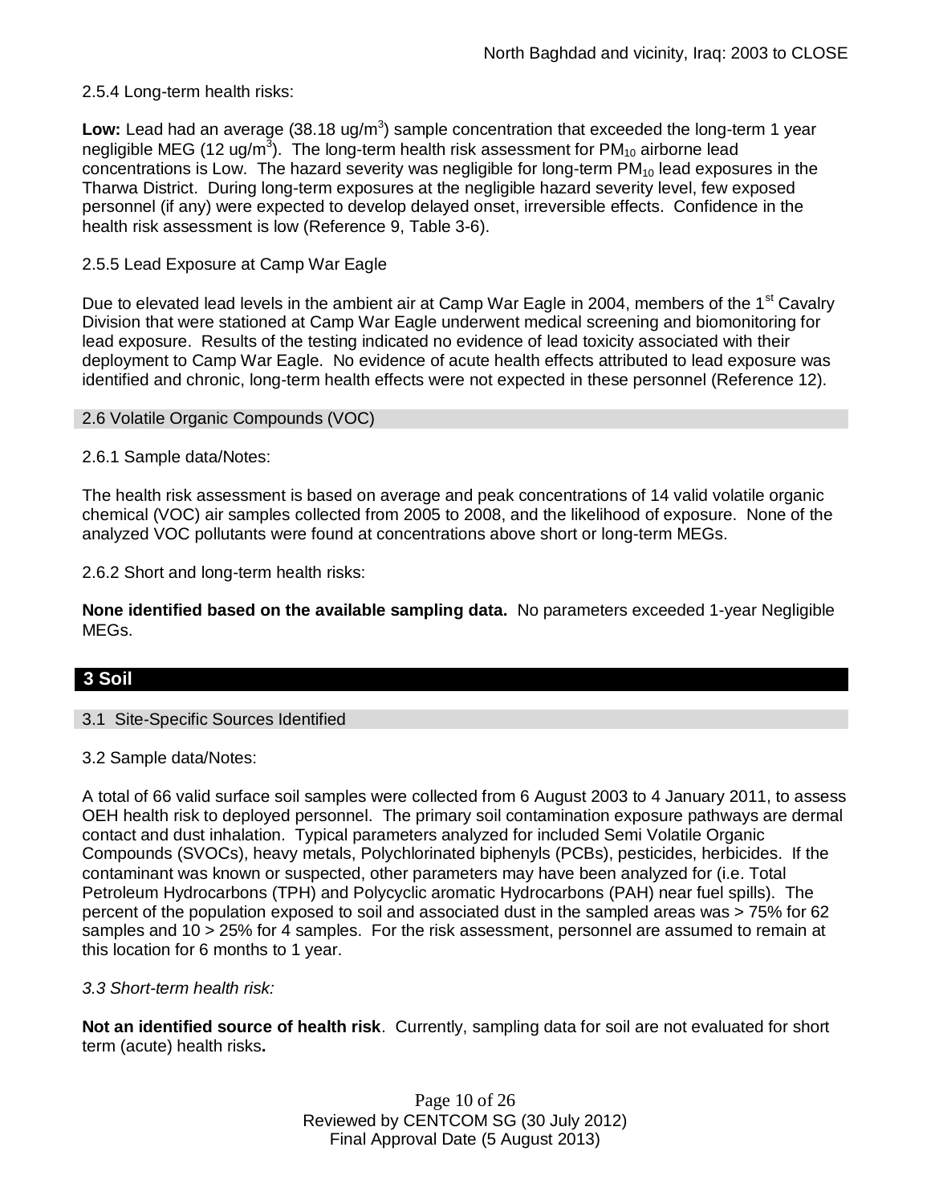2.5.4 Long-term health risks:

**Low:** Lead had an average (38.18 ug/m$^3$) sample concentration that exceeded the long-term 1 year negligible MEG (12 ug/m$^3$). The long-term health risk assessment for $PM_{10}$ airborne lead concentrations is Low. The hazard severity was negligible for long-term $PM_{10}$ lead exposures in the Tharwa District. During long-term exposures at the negligible hazard severity level, few exposed personnel (if any) were expected to develop delayed onset, irreversible effects. Confidence in the health risk assessment is low (Reference 9, Table 3-6).

2.5.5 Lead Exposure at Camp War Eagle

Due to elevated lead levels in the ambient air at Camp War Eagle in 2004, members of the 1st Cavalry Division that were stationed at Camp War Eagle underwent medical screening and biomonitoring for lead exposure. Results of the testing indicated no evidence of lead toxicity associated with their deployment to Camp War Eagle. No evidence of acute health effects attributed to lead exposure was identified and chronic, long-term health effects were not expected in these personnel (Reference 12).

### 2.6 Volatile Organic Compounds (VOC)

2.6.1 Sample data/Notes:

The health risk assessment is based on average and peak concentrations of 14 valid volatile organic chemical (VOC) air samples collected from 2005 to 2008, and the likelihood of exposure. None of the analyzed VOC pollutants were found at concentrations above short or long-term MEGs.

2.6.2 Short and long-term health risks:

**None identified based on the available sampling data.** No parameters exceeded 1-year Negligible MEGs.

## 3 Soil

### 3.1 Site-Specific Sources Identified

3.2 Sample data/Notes:

A total of 66 valid surface soil samples were collected from 6 August 2003 to 4 January 2011, to assess OEH health risk to deployed personnel. The primary soil contamination exposure pathways are dermal contact and dust inhalation. Typical parameters analyzed for included Semi Volatile Organic Compounds (SVOCs), heavy metals, Polychlorinated biphenyls (PCBs), pesticides, herbicides. If the contaminant was known or suspected, other parameters may have been analyzed for (i.e. Total Petroleum Hydrocarbons (TPH) and Polycyclic aromatic Hydrocarbons (PAH) near fuel spills). The percent of the population exposed to soil and associated dust in the sampled areas was > 75% for 62 samples and 10 > 25% for 4 samples. For the risk assessment, personnel are assumed to remain at this location for 6 months to 1 year.

*3.3 Short-term health risk:*

**Not an identified source of health risk**. Currently, sampling data for soil are not evaluated for short term (acute) health risks**.**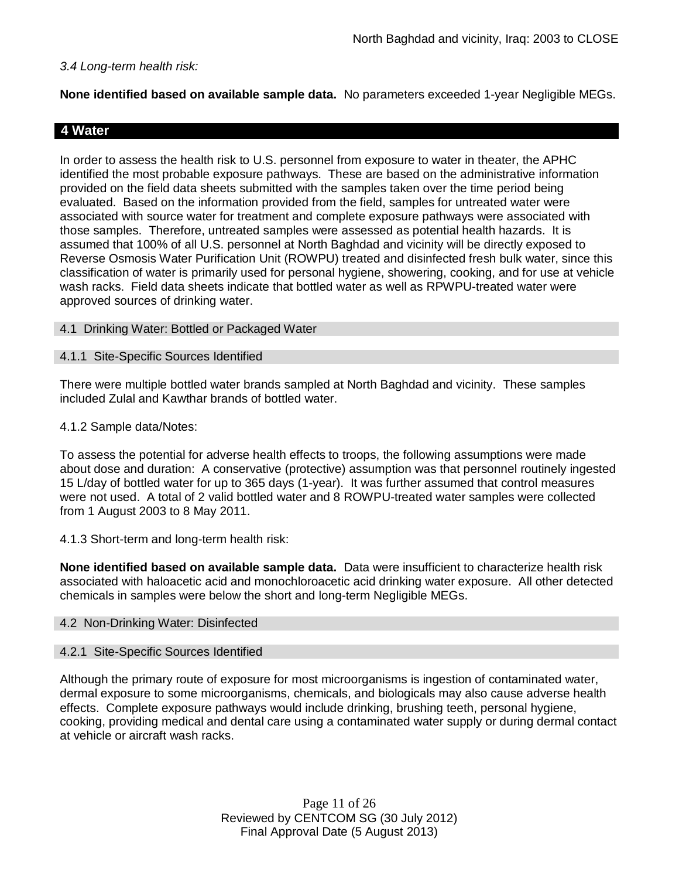*3.4 Long-term health risk:*

**None identified based on available sample data.** No parameters exceeded 1-year Negligible MEGs.

## 4 Water

In order to assess the health risk to U.S. personnel from exposure to water in theater, the APHC identified the most probable exposure pathways. These are based on the administrative information provided on the field data sheets submitted with the samples taken over the time period being evaluated. Based on the information provided from the field, samples for untreated water were associated with source water for treatment and complete exposure pathways were associated with those samples. Therefore, untreated samples were assessed as potential health hazards. It is assumed that 100% of all U.S. personnel at North Baghdad and vicinity will be directly exposed to Reverse Osmosis Water Purification Unit (ROWPU) treated and disinfected fresh bulk water, since this classification of water is primarily used for personal hygiene, showering, cooking, and for use at vehicle wash racks. Field data sheets indicate that bottled water as well as RPWPU-treated water were approved sources of drinking water.

### 4.1 Drinking Water: Bottled or Packaged Water

#### 4.1.1 Site-Specific Sources Identified

There were multiple bottled water brands sampled at North Baghdad and vicinity. These samples included Zulal and Kawthar brands of bottled water.

4.1.2 Sample data/Notes:

To assess the potential for adverse health effects to troops, the following assumptions were made about dose and duration: A conservative (protective) assumption was that personnel routinely ingested 15 L/day of bottled water for up to 365 days (1-year). It was further assumed that control measures were not used. A total of 2 valid bottled water and 8 ROWPU-treated water samples were collected from 1 August 2003 to 8 May 2011.

4.1.3 Short-term and long-term health risk:

**None identified based on available sample data.** Data were insufficient to characterize health risk associated with haloacetic acid and monochloroacetic acid drinking water exposure. All other detected chemicals in samples were below the short and long-term Negligible MEGs.

### 4.2 Non-Drinking Water: Disinfected

#### 4.2.1 Site-Specific Sources Identified

Although the primary route of exposure for most microorganisms is ingestion of contaminated water, dermal exposure to some microorganisms, chemicals, and biologicals may also cause adverse health effects. Complete exposure pathways would include drinking, brushing teeth, personal hygiene, cooking, providing medical and dental care using a contaminated water supply or during dermal contact at vehicle or aircraft wash racks.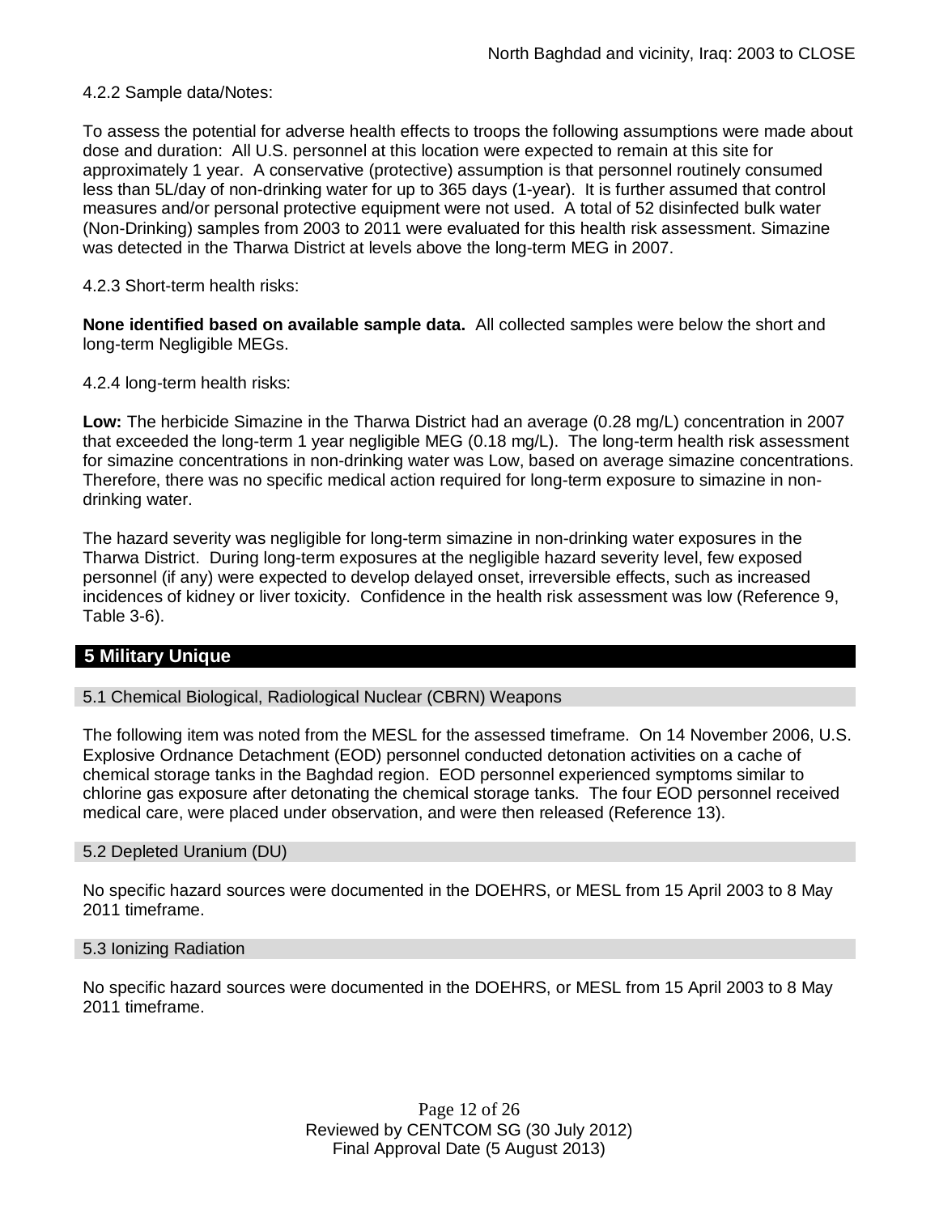4.2.2 Sample data/Notes:

To assess the potential for adverse health effects to troops the following assumptions were made about dose and duration: All U.S. personnel at this location were expected to remain at this site for approximately 1 year. A conservative (protective) assumption is that personnel routinely consumed less than 5L/day of non-drinking water for up to 365 days (1-year). It is further assumed that control measures and/or personal protective equipment were not used. A total of 52 disinfected bulk water (Non-Drinking) samples from 2003 to 2011 were evaluated for this health risk assessment. Simazine was detected in the Tharwa District at levels above the long-term MEG in 2007.

4.2.3 Short-term health risks:

**None identified based on available sample data.** All collected samples were below the short and long-term Negligible MEGs.

4.2.4 long-term health risks:

**Low:** The herbicide Simazine in the Tharwa District had an average (0.28 mg/L) concentration in 2007 that exceeded the long-term 1 year negligible MEG (0.18 mg/L). The long-term health risk assessment for simazine concentrations in non-drinking water was Low, based on average simazine concentrations. Therefore, there was no specific medical action required for long-term exposure to simazine in non-drinking water.

The hazard severity was negligible for long-term simazine in non-drinking water exposures in the Tharwa District. During long-term exposures at the negligible hazard severity level, few exposed personnel (if any) were expected to develop delayed onset, irreversible effects, such as increased incidences of kidney or liver toxicity. Confidence in the health risk assessment was low (Reference 9, Table 3-6).

## 5 Military Unique

### 5.1 Chemical Biological, Radiological Nuclear (CBRN) Weapons

The following item was noted from the MESL for the assessed timeframe. On 14 November 2006, U.S. Explosive Ordnance Detachment (EOD) personnel conducted detonation activities on a cache of chemical storage tanks in the Baghdad region. EOD personnel experienced symptoms similar to chlorine gas exposure after detonating the chemical storage tanks. The four EOD personnel received medical care, were placed under observation, and were then released (Reference 13).

### 5.2 Depleted Uranium (DU)

No specific hazard sources were documented in the DOEHRS, or MESL from 15 April 2003 to 8 May 2011 timeframe.

### 5.3 Ionizing Radiation

No specific hazard sources were documented in the DOEHRS, or MESL from 15 April 2003 to 8 May 2011 timeframe.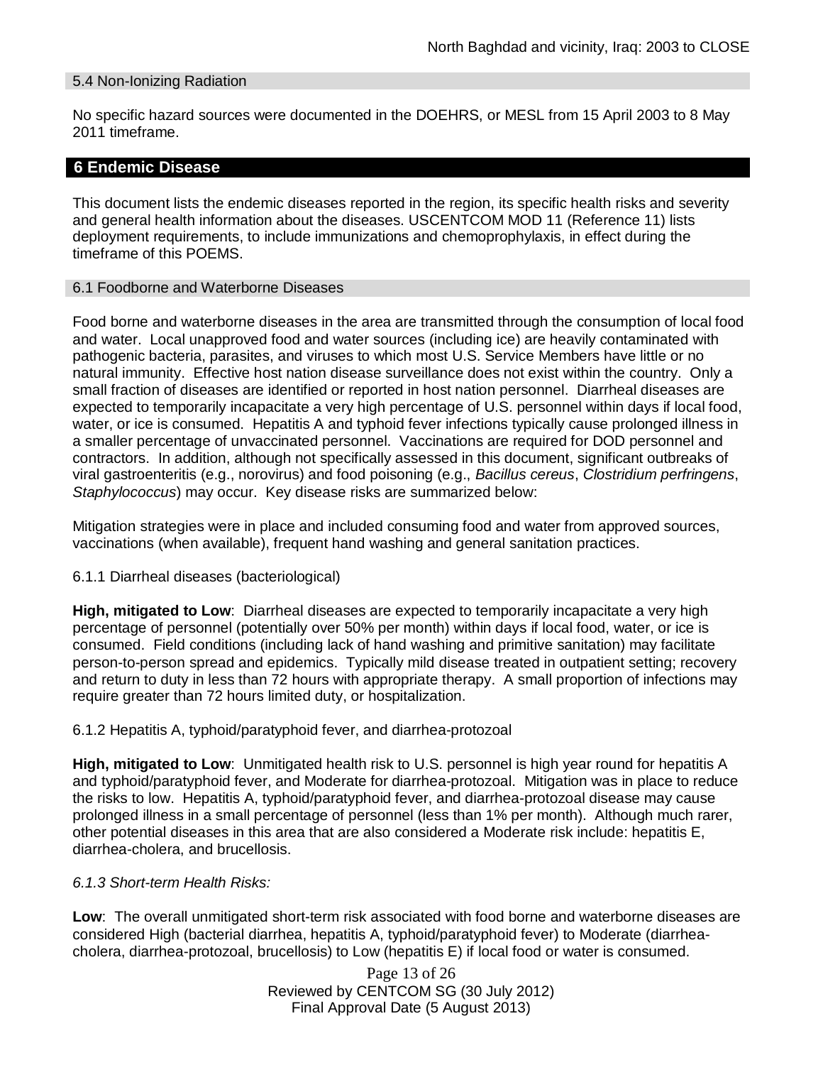### 5.4 Non-Ionizing Radiation

No specific hazard sources were documented in the DOEHRS, or MESL from 15 April 2003 to 8 May 2011 timeframe.

## 6 Endemic Disease

This document lists the endemic diseases reported in the region, its specific health risks and severity and general health information about the diseases. USCENTCOM MOD 11 (Reference 11) lists deployment requirements, to include immunizations and chemoprophylaxis, in effect during the timeframe of this POEMS.

### 6.1 Foodborne and Waterborne Diseases

Food borne and waterborne diseases in the area are transmitted through the consumption of local food and water. Local unapproved food and water sources (including ice) are heavily contaminated with pathogenic bacteria, parasites, and viruses to which most U.S. Service Members have little or no natural immunity. Effective host nation disease surveillance does not exist within the country. Only a small fraction of diseases are identified or reported in host nation personnel. Diarrheal diseases are expected to temporarily incapacitate a very high percentage of U.S. personnel within days if local food, water, or ice is consumed. Hepatitis A and typhoid fever infections typically cause prolonged illness in a smaller percentage of unvaccinated personnel. Vaccinations are required for DOD personnel and contractors. In addition, although not specifically assessed in this document, significant outbreaks of viral gastroenteritis (e.g., norovirus) and food poisoning (e.g., *Bacillus cereus*, *Clostridium perfringens*, *Staphylococcus*) may occur. Key disease risks are summarized below:

Mitigation strategies were in place and included consuming food and water from approved sources, vaccinations (when available), frequent hand washing and general sanitation practices.

6.1.1 Diarrheal diseases (bacteriological)

**High, mitigated to Low**: Diarrheal diseases are expected to temporarily incapacitate a very high percentage of personnel (potentially over 50% per month) within days if local food, water, or ice is consumed. Field conditions (including lack of hand washing and primitive sanitation) may facilitate person-to-person spread and epidemics. Typically mild disease treated in outpatient setting; recovery and return to duty in less than 72 hours with appropriate therapy. A small proportion of infections may require greater than 72 hours limited duty, or hospitalization.

6.1.2 Hepatitis A, typhoid/paratyphoid fever, and diarrhea-protozoal

**High, mitigated to Low**: Unmitigated health risk to U.S. personnel is high year round for hepatitis A and typhoid/paratyphoid fever, and Moderate for diarrhea-protozoal. Mitigation was in place to reduce the risks to low. Hepatitis A, typhoid/paratyphoid fever, and diarrhea-protozoal disease may cause prolonged illness in a small percentage of personnel (less than 1% per month). Although much rarer, other potential diseases in this area that are also considered a Moderate risk include: hepatitis E, diarrhea-cholera, and brucellosis.

*6.1.3 Short-term Health Risks:*

**Low**: The overall unmitigated short-term risk associated with food borne and waterborne diseases are considered High (bacterial diarrhea, hepatitis A, typhoid/paratyphoid fever) to Moderate (diarrhea-cholera, diarrhea-protozoal, brucellosis) to Low (hepatitis E) if local food or water is consumed.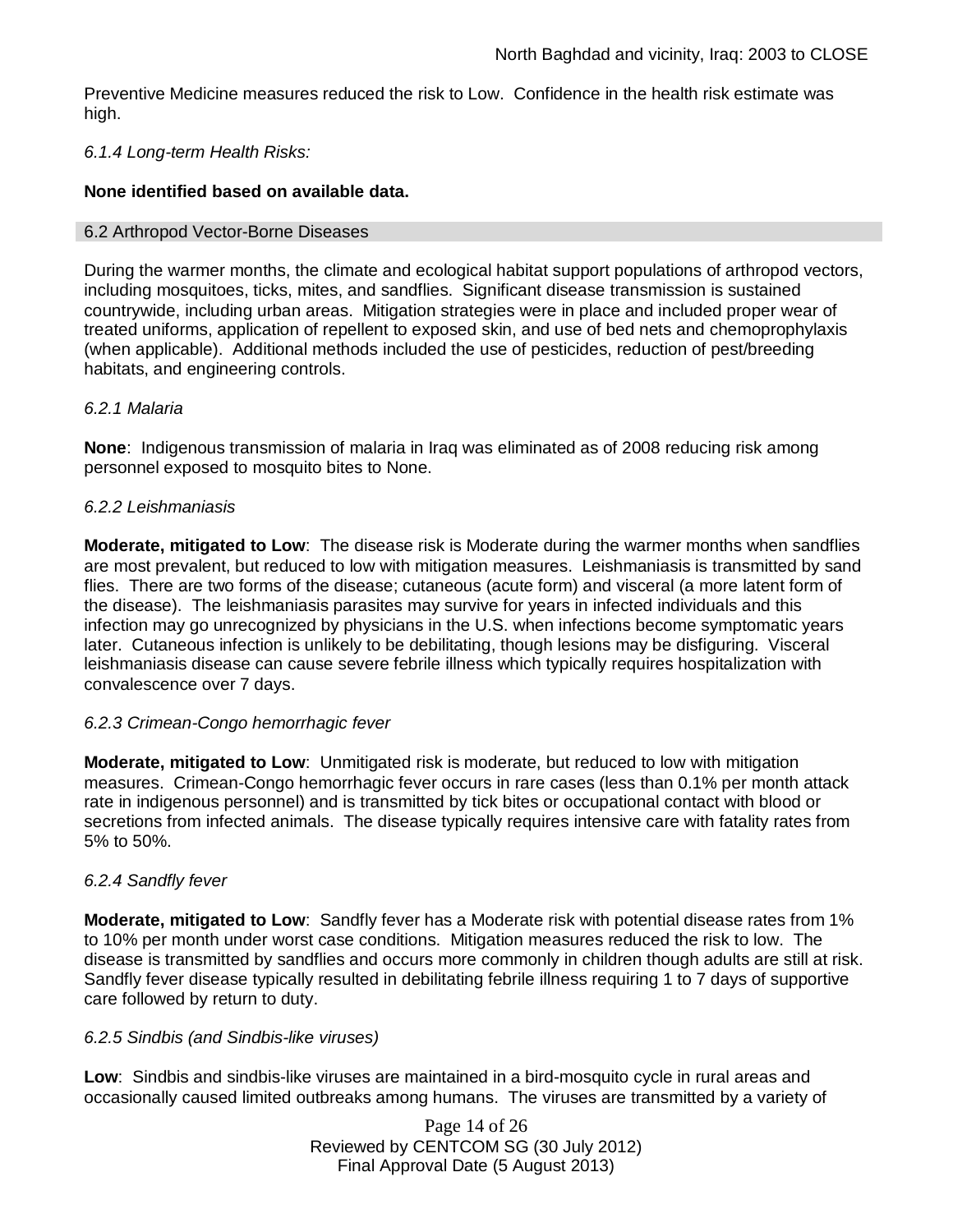Preventive Medicine measures reduced the risk to Low. Confidence in the health risk estimate was high.

*6.1.4 Long-term Health Risks:*

**None identified based on available data.**

## 6.2 Arthropod Vector-Borne Diseases

During the warmer months, the climate and ecological habitat support populations of arthropod vectors, including mosquitoes, ticks, mites, and sandflies. Significant disease transmission is sustained countrywide, including urban areas. Mitigation strategies were in place and included proper wear of treated uniforms, application of repellent to exposed skin, and use of bed nets and chemoprophylaxis (when applicable). Additional methods included the use of pesticides, reduction of pest/breeding habitats, and engineering controls.

*6.2.1 Malaria*

**None**: Indigenous transmission of malaria in Iraq was eliminated as of 2008 reducing risk among personnel exposed to mosquito bites to None.

*6.2.2 Leishmaniasis*

**Moderate, mitigated to Low**: The disease risk is Moderate during the warmer months when sandflies are most prevalent, but reduced to low with mitigation measures. Leishmaniasis is transmitted by sand flies. There are two forms of the disease; cutaneous (acute form) and visceral (a more latent form of the disease). The leishmaniasis parasites may survive for years in infected individuals and this infection may go unrecognized by physicians in the U.S. when infections become symptomatic years later. Cutaneous infection is unlikely to be debilitating, though lesions may be disfiguring. Visceral leishmaniasis disease can cause severe febrile illness which typically requires hospitalization with convalescence over 7 days.

*6.2.3 Crimean-Congo hemorrhagic fever*

**Moderate, mitigated to Low**: Unmitigated risk is moderate, but reduced to low with mitigation measures. Crimean-Congo hemorrhagic fever occurs in rare cases (less than 0.1% per month attack rate in indigenous personnel) and is transmitted by tick bites or occupational contact with blood or secretions from infected animals. The disease typically requires intensive care with fatality rates from 5% to 50%.

*6.2.4 Sandfly fever*

**Moderate, mitigated to Low**: Sandfly fever has a Moderate risk with potential disease rates from 1% to 10% per month under worst case conditions. Mitigation measures reduced the risk to low. The disease is transmitted by sandflies and occurs more commonly in children though adults are still at risk. Sandfly fever disease typically resulted in debilitating febrile illness requiring 1 to 7 days of supportive care followed by return to duty.

*6.2.5 Sindbis (and Sindbis-like viruses)*

**Low**: Sindbis and sindbis-like viruses are maintained in a bird-mosquito cycle in rural areas and occasionally caused limited outbreaks among humans. The viruses are transmitted by a variety of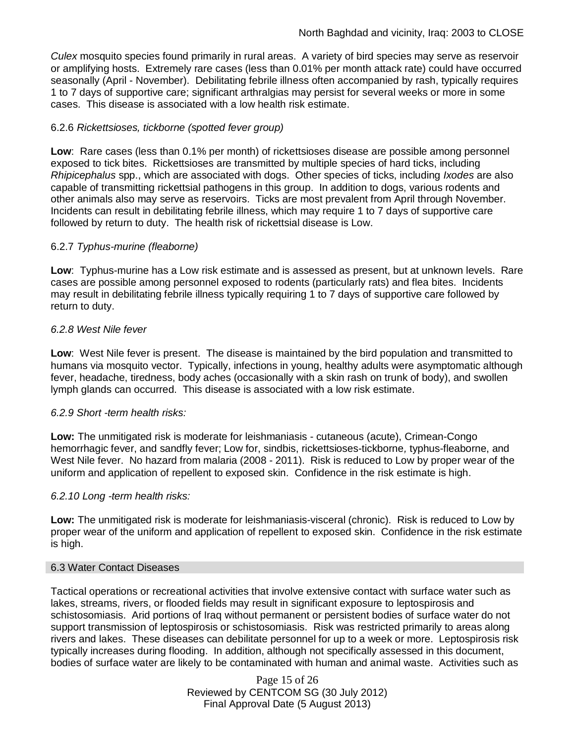*Culex* mosquito species found primarily in rural areas. A variety of bird species may serve as reservoir or amplifying hosts. Extremely rare cases (less than 0.01% per month attack rate) could have occurred seasonally (April - November). Debilitating febrile illness often accompanied by rash, typically requires 1 to 7 days of supportive care; significant arthralgias may persist for several weeks or more in some cases. This disease is associated with a low health risk estimate.

6.2.6 *Rickettsioses, tickborne (spotted fever group)*

**Low**: Rare cases (less than 0.1% per month) of rickettsioses disease are possible among personnel exposed to tick bites. Rickettsioses are transmitted by multiple species of hard ticks, including *Rhipicephalus* spp., which are associated with dogs. Other species of ticks, including *Ixodes* are also capable of transmitting rickettsial pathogens in this group. In addition to dogs, various rodents and other animals also may serve as reservoirs. Ticks are most prevalent from April through November. Incidents can result in debilitating febrile illness, which may require 1 to 7 days of supportive care followed by return to duty. The health risk of rickettsial disease is Low.

6.2.7 *Typhus-murine (fleaborne)*

**Low**: Typhus-murine has a Low risk estimate and is assessed as present, but at unknown levels. Rare cases are possible among personnel exposed to rodents (particularly rats) and flea bites. Incidents may result in debilitating febrile illness typically requiring 1 to 7 days of supportive care followed by return to duty.

*6.2.8 West Nile fever*

**Low**: West Nile fever is present. The disease is maintained by the bird population and transmitted to humans via mosquito vector. Typically, infections in young, healthy adults were asymptomatic although fever, headache, tiredness, body aches (occasionally with a skin rash on trunk of body), and swollen lymph glands can occurred. This disease is associated with a low risk estimate.

*6.2.9 Short -term health risks:*

**Low:** The unmitigated risk is moderate for leishmaniasis - cutaneous (acute), Crimean-Congo hemorrhagic fever, and sandfly fever; Low for, sindbis, rickettsioses-tickborne, typhus-fleaborne, and West Nile fever. No hazard from malaria (2008 - 2011). Risk is reduced to Low by proper wear of the uniform and application of repellent to exposed skin. Confidence in the risk estimate is high.

*6.2.10 Long -term health risks:*

**Low:** The unmitigated risk is moderate for leishmaniasis-visceral (chronic). Risk is reduced to Low by proper wear of the uniform and application of repellent to exposed skin. Confidence in the risk estimate is high.

### 6.3 Water Contact Diseases

Tactical operations or recreational activities that involve extensive contact with surface water such as lakes, streams, rivers, or flooded fields may result in significant exposure to leptospirosis and schistosomiasis. Arid portions of Iraq without permanent or persistent bodies of surface water do not support transmission of leptospirosis or schistosomiasis. Risk was restricted primarily to areas along rivers and lakes. These diseases can debilitate personnel for up to a week or more. Leptospirosis risk typically increases during flooding. In addition, although not specifically assessed in this document, bodies of surface water are likely to be contaminated with human and animal waste. Activities such as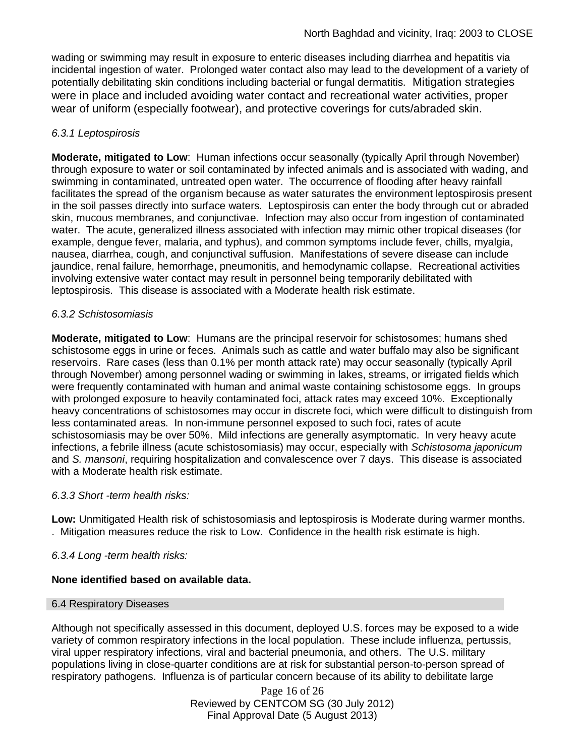wading or swimming may result in exposure to enteric diseases including diarrhea and hepatitis via incidental ingestion of water. Prolonged water contact also may lead to the development of a variety of potentially debilitating skin conditions including bacterial or fungal dermatitis. Mitigation strategies were in place and included avoiding water contact and recreational water activities, proper wear of uniform (especially footwear), and protective coverings for cuts/abraded skin.

*6.3.1 Leptospirosis*

**Moderate, mitigated to Low**: Human infections occur seasonally (typically April through November) through exposure to water or soil contaminated by infected animals and is associated with wading, and swimming in contaminated, untreated open water. The occurrence of flooding after heavy rainfall facilitates the spread of the organism because as water saturates the environment leptospirosis present in the soil passes directly into surface waters. Leptospirosis can enter the body through cut or abraded skin, mucous membranes, and conjunctivae. Infection may also occur from ingestion of contaminated water. The acute, generalized illness associated with infection may mimic other tropical diseases (for example, dengue fever, malaria, and typhus), and common symptoms include fever, chills, myalgia, nausea, diarrhea, cough, and conjunctival suffusion. Manifestations of severe disease can include jaundice, renal failure, hemorrhage, pneumonitis, and hemodynamic collapse. Recreational activities involving extensive water contact may result in personnel being temporarily debilitated with leptospirosis. This disease is associated with a Moderate health risk estimate.

*6.3.2 Schistosomiasis*

**Moderate, mitigated to Low**: Humans are the principal reservoir for schistosomes; humans shed schistosome eggs in urine or feces. Animals such as cattle and water buffalo may also be significant reservoirs. Rare cases (less than 0.1% per month attack rate) may occur seasonally (typically April through November) among personnel wading or swimming in lakes, streams, or irrigated fields which were frequently contaminated with human and animal waste containing schistosome eggs. In groups with prolonged exposure to heavily contaminated foci, attack rates may exceed 10%. Exceptionally heavy concentrations of schistosomes may occur in discrete foci, which were difficult to distinguish from less contaminated areas. In non-immune personnel exposed to such foci, rates of acute schistosomiasis may be over 50%. Mild infections are generally asymptomatic. In very heavy acute infections, a febrile illness (acute schistosomiasis) may occur, especially with *Schistosoma japonicum* and *S. mansoni*, requiring hospitalization and convalescence over 7 days. This disease is associated with a Moderate health risk estimate.

*6.3.3 Short -term health risks:*

**Low:** Unmitigated Health risk of schistosomiasis and leptospirosis is Moderate during warmer months. . Mitigation measures reduce the risk to Low. Confidence in the health risk estimate is high.

*6.3.4 Long -term health risks:*

**None identified based on available data.**

## 6.4 Respiratory Diseases

Although not specifically assessed in this document, deployed U.S. forces may be exposed to a wide variety of common respiratory infections in the local population. These include influenza, pertussis, viral upper respiratory infections, viral and bacterial pneumonia, and others. The U.S. military populations living in close-quarter conditions are at risk for substantial person-to-person spread of respiratory pathogens. Influenza is of particular concern because of its ability to debilitate large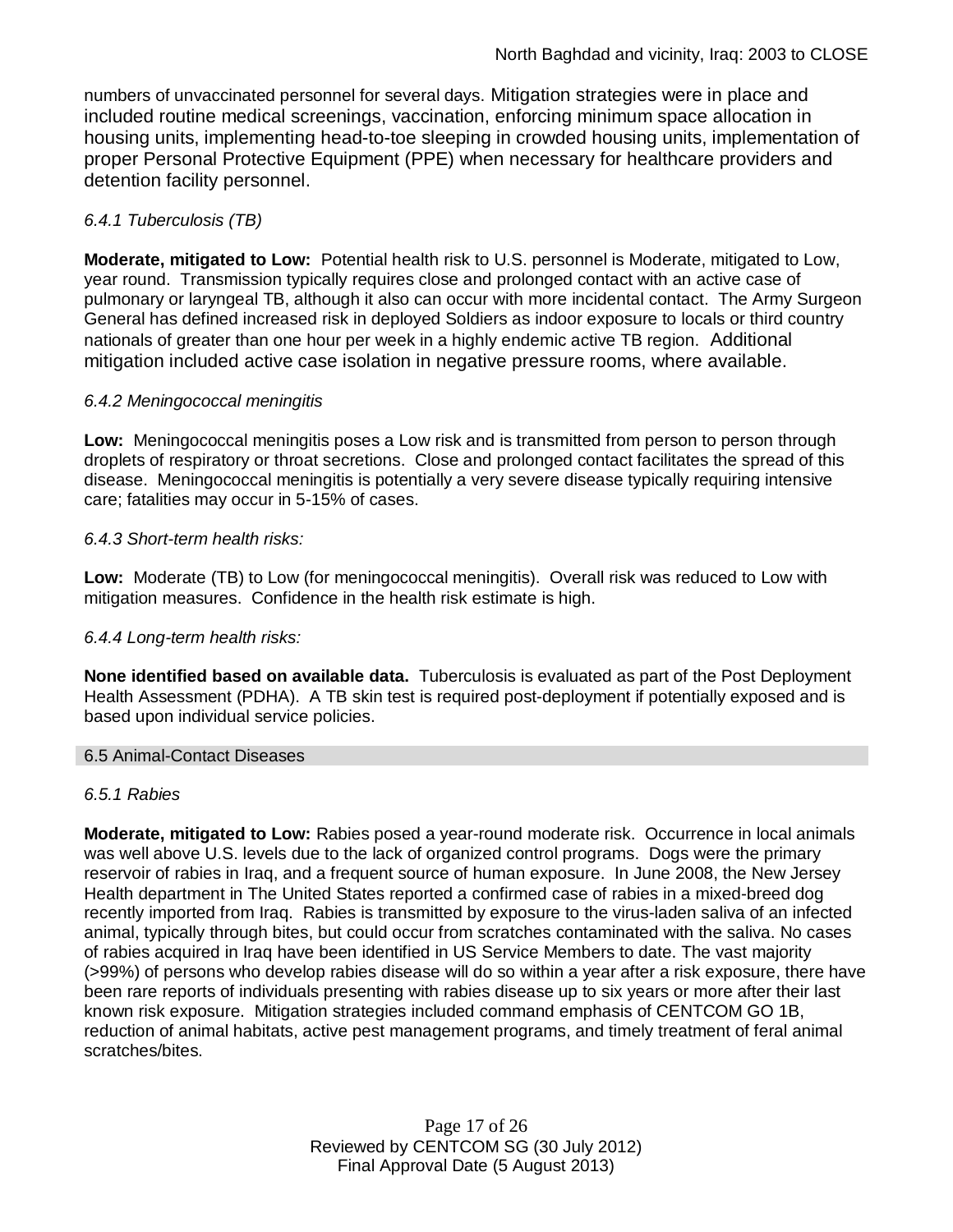numbers of unvaccinated personnel for several days. Mitigation strategies were in place and included routine medical screenings, vaccination, enforcing minimum space allocation in housing units, implementing head-to-toe sleeping in crowded housing units, implementation of proper Personal Protective Equipment (PPE) when necessary for healthcare providers and detention facility personnel.

*6.4.1 Tuberculosis (TB)*

**Moderate, mitigated to Low:** Potential health risk to U.S. personnel is Moderate, mitigated to Low, year round. Transmission typically requires close and prolonged contact with an active case of pulmonary or laryngeal TB, although it also can occur with more incidental contact. The Army Surgeon General has defined increased risk in deployed Soldiers as indoor exposure to locals or third country nationals of greater than one hour per week in a highly endemic active TB region. Additional mitigation included active case isolation in negative pressure rooms, where available.

*6.4.2 Meningococcal meningitis*

**Low:** Meningococcal meningitis poses a Low risk and is transmitted from person to person through droplets of respiratory or throat secretions. Close and prolonged contact facilitates the spread of this disease. Meningococcal meningitis is potentially a very severe disease typically requiring intensive care; fatalities may occur in 5-15% of cases.

*6.4.3 Short-term health risks:*

**Low:** Moderate (TB) to Low (for meningococcal meningitis). Overall risk was reduced to Low with mitigation measures. Confidence in the health risk estimate is high.

*6.4.4 Long-term health risks:*

**None identified based on available data.** Tuberculosis is evaluated as part of the Post Deployment Health Assessment (PDHA). A TB skin test is required post-deployment if potentially exposed and is based upon individual service policies.

## 6.5 Animal-Contact Diseases

*6.5.1 Rabies*

**Moderate, mitigated to Low:** Rabies posed a year-round moderate risk. Occurrence in local animals was well above U.S. levels due to the lack of organized control programs. Dogs were the primary reservoir of rabies in Iraq, and a frequent source of human exposure. In June 2008, the New Jersey Health department in The United States reported a confirmed case of rabies in a mixed-breed dog recently imported from Iraq. Rabies is transmitted by exposure to the virus-laden saliva of an infected animal, typically through bites, but could occur from scratches contaminated with the saliva. No cases of rabies acquired in Iraq have been identified in US Service Members to date. The vast majority (>99%) of persons who develop rabies disease will do so within a year after a risk exposure, there have been rare reports of individuals presenting with rabies disease up to six years or more after their last known risk exposure. Mitigation strategies included command emphasis of CENTCOM GO 1B, reduction of animal habitats, active pest management programs, and timely treatment of feral animal scratches/bites.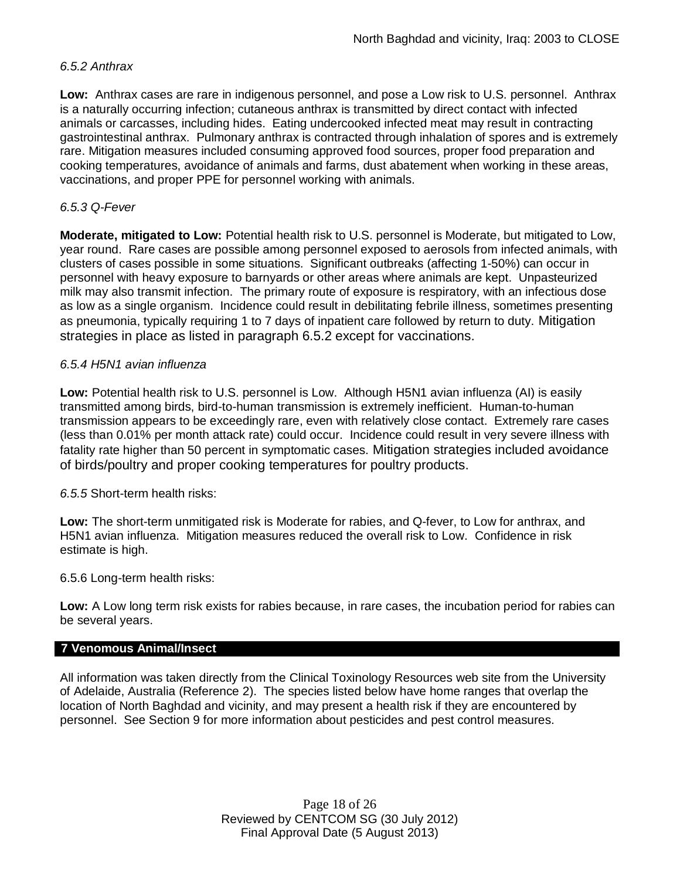*6.5.2 Anthrax*

**Low:** Anthrax cases are rare in indigenous personnel, and pose a Low risk to U.S. personnel. Anthrax is a naturally occurring infection; cutaneous anthrax is transmitted by direct contact with infected animals or carcasses, including hides. Eating undercooked infected meat may result in contracting gastrointestinal anthrax. Pulmonary anthrax is contracted through inhalation of spores and is extremely rare. Mitigation measures included consuming approved food sources, proper food preparation and cooking temperatures, avoidance of animals and farms, dust abatement when working in these areas, vaccinations, and proper PPE for personnel working with animals.

*6.5.3 Q-Fever*

**Moderate, mitigated to Low:** Potential health risk to U.S. personnel is Moderate, but mitigated to Low, year round. Rare cases are possible among personnel exposed to aerosols from infected animals, with clusters of cases possible in some situations. Significant outbreaks (affecting 1-50%) can occur in personnel with heavy exposure to barnyards or other areas where animals are kept. Unpasteurized milk may also transmit infection. The primary route of exposure is respiratory, with an infectious dose as low as a single organism. Incidence could result in debilitating febrile illness, sometimes presenting as pneumonia, typically requiring 1 to 7 days of inpatient care followed by return to duty. Mitigation strategies in place as listed in paragraph 6.5.2 except for vaccinations.

*6.5.4 H5N1 avian influenza*

**Low:** Potential health risk to U.S. personnel is Low. Although H5N1 avian influenza (AI) is easily transmitted among birds, bird-to-human transmission is extremely inefficient. Human-to-human transmission appears to be exceedingly rare, even with relatively close contact. Extremely rare cases (less than 0.01% per month attack rate) could occur. Incidence could result in very severe illness with fatality rate higher than 50 percent in symptomatic cases. Mitigation strategies included avoidance of birds/poultry and proper cooking temperatures for poultry products.

*6.5.5* Short-term health risks:

**Low:** The short-term unmitigated risk is Moderate for rabies, and Q-fever, to Low for anthrax, and H5N1 avian influenza. Mitigation measures reduced the overall risk to Low. Confidence in risk estimate is high.

6.5.6 Long-term health risks:

**Low:** A Low long term risk exists for rabies because, in rare cases, the incubation period for rabies can be several years.

## 7 Venomous Animal/Insect

All information was taken directly from the Clinical Toxinology Resources web site from the University of Adelaide, Australia (Reference 2). The species listed below have home ranges that overlap the location of North Baghdad and vicinity, and may present a health risk if they are encountered by personnel. See Section 9 for more information about pesticides and pest control measures.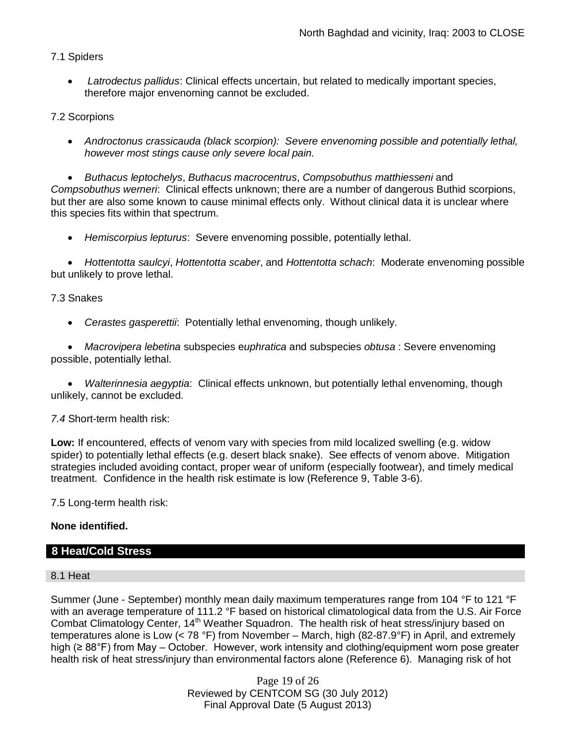7.1 Spiders

- *Latrodectus pallidus*: Clinical effects uncertain, but related to medically important species, therefore major envenoming cannot be excluded.

7.2 Scorpions

- *Androctonus crassicauda (black scorpion): Severe envenoming possible and potentially lethal, however most stings cause only severe local pain.*

- *Buthacus leptochelys*, *Buthacus macrocentrus*, *Compsobuthus matthiesseni* and *Compsobuthus werneri*: Clinical effects unknown; there are a number of dangerous Buthid scorpions, but ther are also some known to cause minimal effects only. Without clinical data it is unclear where this species fits within that spectrum.

- *Hemiscorpius lepturus*: Severe envenoming possible, potentially lethal.

- *Hottentotta saulcyi*, *Hottentotta scaber*, and *Hottentotta schach*: Moderate envenoming possible but unlikely to prove lethal.

7.3 Snakes

- *Cerastes gasperettii*: Potentially lethal envenoming, though unlikely.

- *Macrovipera lebetina* subspecies e*uphratica* and subspecies *obtusa* : Severe envenoming possible, potentially lethal.

- *Walterinnesia aegyptia*: Clinical effects unknown, but potentially lethal envenoming, though unlikely, cannot be excluded.

*7.4* Short-term health risk:

**Low:** If encountered, effects of venom vary with species from mild localized swelling (e.g. widow spider) to potentially lethal effects (e.g. desert black snake). See effects of venom above. Mitigation strategies included avoiding contact, proper wear of uniform (especially footwear), and timely medical treatment. Confidence in the health risk estimate is low (Reference 9, Table 3-6).

7.5 Long-term health risk:

**None identified.**

## 8 Heat/Cold Stress

### 8.1 Heat

Summer (June - September) monthly mean daily maximum temperatures range from 104 °F to 121 °F with an average temperature of 111.2 °F based on historical climatological data from the U.S. Air Force Combat Climatology Center, 14th Weather Squadron. The health risk of heat stress/injury based on temperatures alone is Low (< 78 °F) from November – March, high (82-87.9°F) in April, and extremely high (≥ 88°F) from May – October. However, work intensity and clothing/equipment worn pose greater health risk of heat stress/injury than environmental factors alone (Reference 6). Managing risk of hot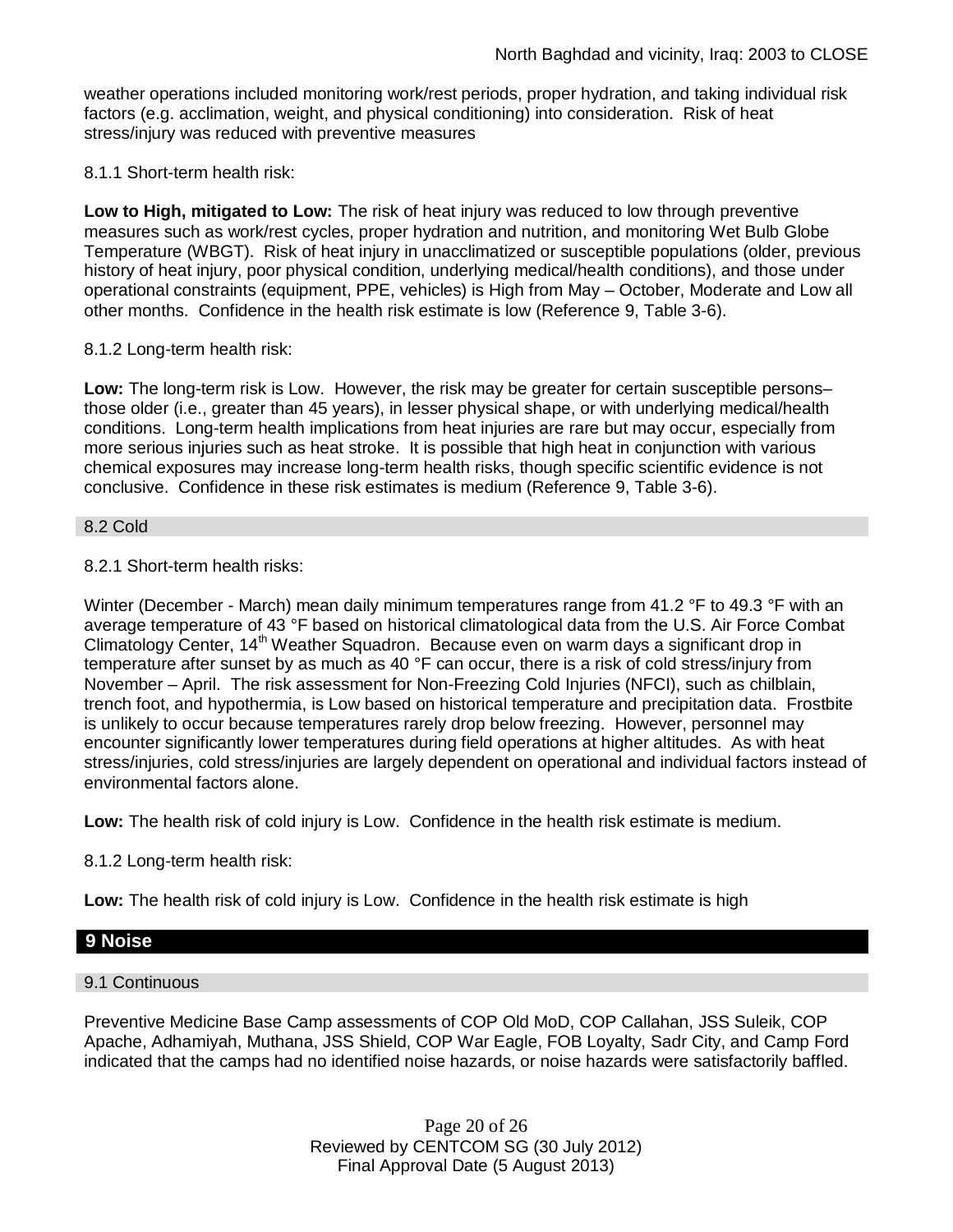weather operations included monitoring work/rest periods, proper hydration, and taking individual risk factors (e.g. acclimation, weight, and physical conditioning) into consideration. Risk of heat stress/injury was reduced with preventive measures

8.1.1 Short-term health risk:

**Low to High, mitigated to Low:** The risk of heat injury was reduced to low through preventive measures such as work/rest cycles, proper hydration and nutrition, and monitoring Wet Bulb Globe Temperature (WBGT). Risk of heat injury in unacclimatized or susceptible populations (older, previous history of heat injury, poor physical condition, underlying medical/health conditions), and those under operational constraints (equipment, PPE, vehicles) is High from May – October, Moderate and Low all other months. Confidence in the health risk estimate is low (Reference 9, Table 3-6).

8.1.2 Long-term health risk:

**Low:** The long-term risk is Low. However, the risk may be greater for certain susceptible persons– those older (i.e., greater than 45 years), in lesser physical shape, or with underlying medical/health conditions. Long-term health implications from heat injuries are rare but may occur, especially from more serious injuries such as heat stroke. It is possible that high heat in conjunction with various chemical exposures may increase long-term health risks, though specific scientific evidence is not conclusive. Confidence in these risk estimates is medium (Reference 9, Table 3-6).

### 8.2 Cold

8.2.1 Short-term health risks:

Winter (December - March) mean daily minimum temperatures range from 41.2 °F to 49.3 °F with an average temperature of 43 °F based on historical climatological data from the U.S. Air Force Combat Climatology Center, 14th Weather Squadron. Because even on warm days a significant drop in temperature after sunset by as much as 40 °F can occur, there is a risk of cold stress/injury from November – April. The risk assessment for Non-Freezing Cold Injuries (NFCI), such as chilblain, trench foot, and hypothermia, is Low based on historical temperature and precipitation data. Frostbite is unlikely to occur because temperatures rarely drop below freezing. However, personnel may encounter significantly lower temperatures during field operations at higher altitudes. As with heat stress/injuries, cold stress/injuries are largely dependent on operational and individual factors instead of environmental factors alone.

**Low:** The health risk of cold injury is Low. Confidence in the health risk estimate is medium.

8.1.2 Long-term health risk:

**Low:** The health risk of cold injury is Low. Confidence in the health risk estimate is high

## 9 Noise

### 9.1 Continuous

Preventive Medicine Base Camp assessments of COP Old MoD, COP Callahan, JSS Suleik, COP Apache, Adhamiyah, Muthana, JSS Shield, COP War Eagle, FOB Loyalty, Sadr City, and Camp Ford indicated that the camps had no identified noise hazards, or noise hazards were satisfactorily baffled.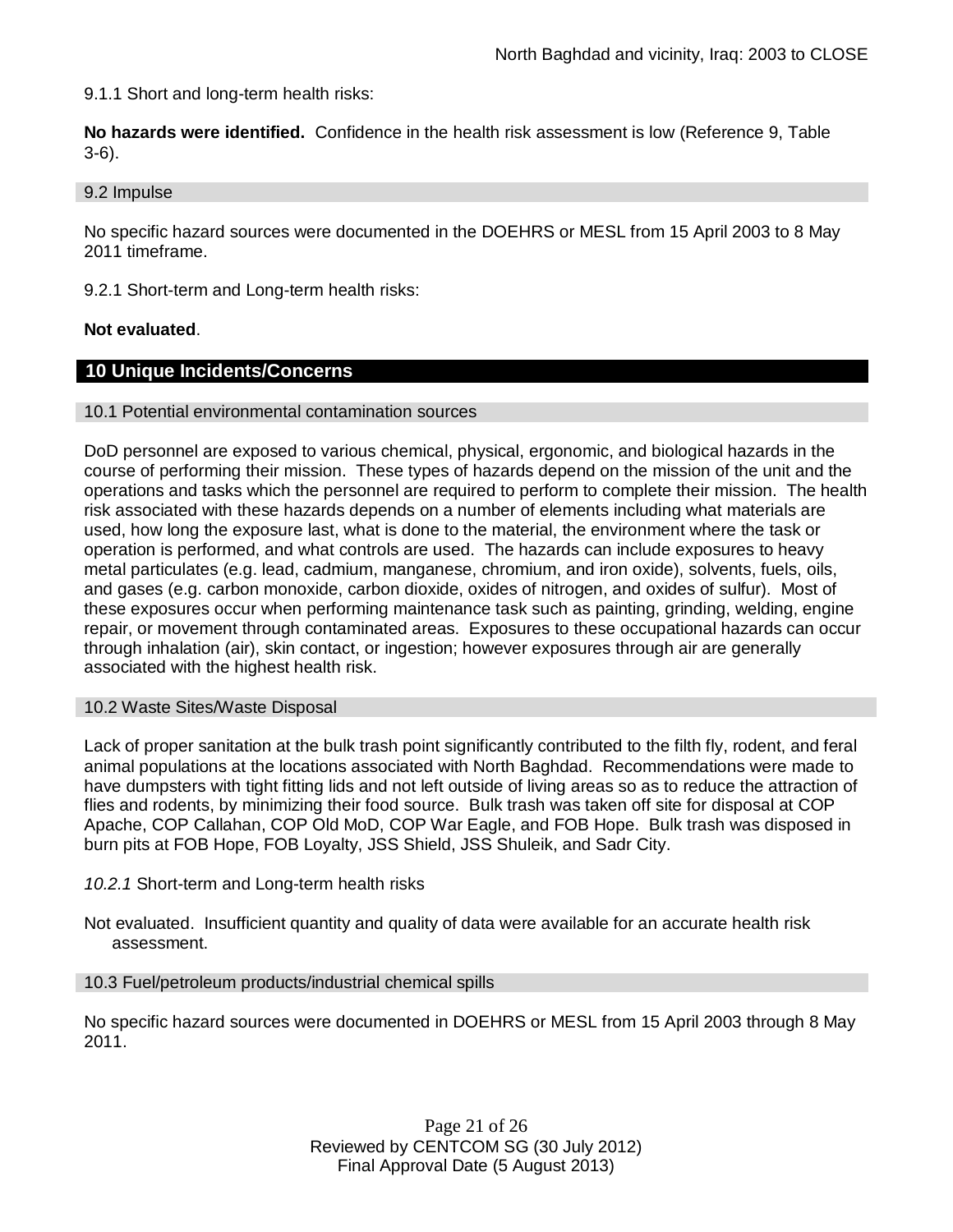9.1.1 Short and long-term health risks:

**No hazards were identified.** Confidence in the health risk assessment is low (Reference 9, Table 3-6).

### 9.2 Impulse

No specific hazard sources were documented in the DOEHRS or MESL from 15 April 2003 to 8 May 2011 timeframe.

9.2.1 Short-term and Long-term health risks:

**Not evaluated**.

## 10 Unique Incidents/Concerns

### 10.1 Potential environmental contamination sources

DoD personnel are exposed to various chemical, physical, ergonomic, and biological hazards in the course of performing their mission. These types of hazards depend on the mission of the unit and the operations and tasks which the personnel are required to perform to complete their mission. The health risk associated with these hazards depends on a number of elements including what materials are used, how long the exposure last, what is done to the material, the environment where the task or operation is performed, and what controls are used. The hazards can include exposures to heavy metal particulates (e.g. lead, cadmium, manganese, chromium, and iron oxide), solvents, fuels, oils, and gases (e.g. carbon monoxide, carbon dioxide, oxides of nitrogen, and oxides of sulfur). Most of these exposures occur when performing maintenance task such as painting, grinding, welding, engine repair, or movement through contaminated areas. Exposures to these occupational hazards can occur through inhalation (air), skin contact, or ingestion; however exposures through air are generally associated with the highest health risk.

### 10.2 Waste Sites/Waste Disposal

Lack of proper sanitation at the bulk trash point significantly contributed to the filth fly, rodent, and feral animal populations at the locations associated with North Baghdad. Recommendations were made to have dumpsters with tight fitting lids and not left outside of living areas so as to reduce the attraction of flies and rodents, by minimizing their food source. Bulk trash was taken off site for disposal at COP Apache, COP Callahan, COP Old MoD, COP War Eagle, and FOB Hope. Bulk trash was disposed in burn pits at FOB Hope, FOB Loyalty, JSS Shield, JSS Shuleik, and Sadr City.

*10.2.1* Short-term and Long-term health risks

Not evaluated. Insufficient quantity and quality of data were available for an accurate health risk assessment.

### 10.3 Fuel/petroleum products/industrial chemical spills

No specific hazard sources were documented in DOEHRS or MESL from 15 April 2003 through 8 May 2011.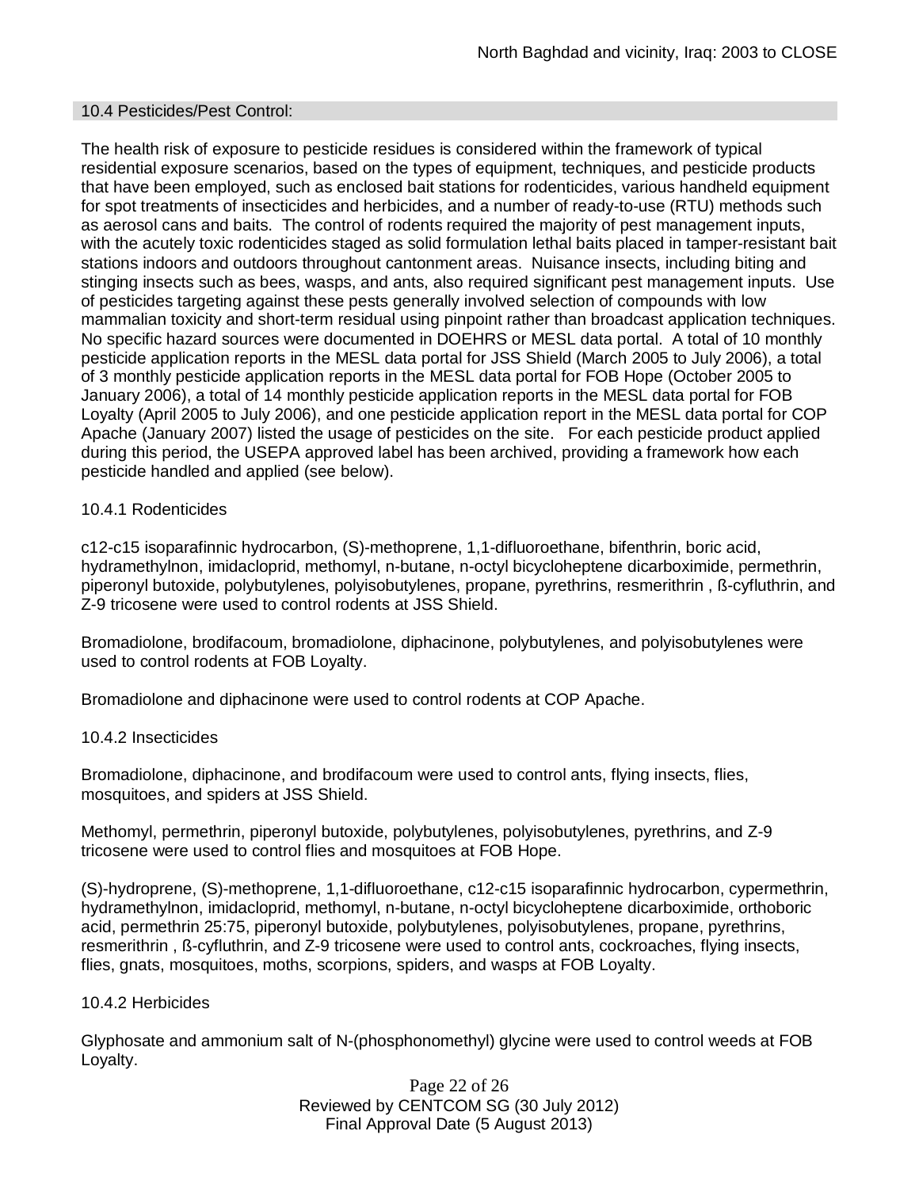### 10.4 Pesticides/Pest Control:

The health risk of exposure to pesticide residues is considered within the framework of typical residential exposure scenarios, based on the types of equipment, techniques, and pesticide products that have been employed, such as enclosed bait stations for rodenticides, various handheld equipment for spot treatments of insecticides and herbicides, and a number of ready-to-use (RTU) methods such as aerosol cans and baits. The control of rodents required the majority of pest management inputs, with the acutely toxic rodenticides staged as solid formulation lethal baits placed in tamper-resistant bait stations indoors and outdoors throughout cantonment areas. Nuisance insects, including biting and stinging insects such as bees, wasps, and ants, also required significant pest management inputs. Use of pesticides targeting against these pests generally involved selection of compounds with low mammalian toxicity and short-term residual using pinpoint rather than broadcast application techniques. No specific hazard sources were documented in DOEHRS or MESL data portal. A total of 10 monthly pesticide application reports in the MESL data portal for JSS Shield (March 2005 to July 2006), a total of 3 monthly pesticide application reports in the MESL data portal for FOB Hope (October 2005 to January 2006), a total of 14 monthly pesticide application reports in the MESL data portal for FOB Loyalty (April 2005 to July 2006), and one pesticide application report in the MESL data portal for COP Apache (January 2007) listed the usage of pesticides on the site. For each pesticide product applied during this period, the USEPA approved label has been archived, providing a framework how each pesticide handled and applied (see below).

#### 10.4.1 Rodenticides

c12-c15 isoparafinnic hydrocarbon, (S)-methoprene, 1,1-difluoroethane, bifenthrin, boric acid, hydramethylnon, imidacloprid, methomyl, n-butane, n-octyl bicycloheptene dicarboximide, permethrin, piperonyl butoxide, polybutylenes, polyisobutylenes, propane, pyrethrins, resmerithrin , ß-cyfluthrin, and Z-9 tricosene were used to control rodents at JSS Shield.

Bromadiolone, brodifacoum, bromadiolone, diphacinone, polybutylenes, and polyisobutylenes were used to control rodents at FOB Loyalty.

Bromadiolone and diphacinone were used to control rodents at COP Apache.

#### 10.4.2 Insecticides

Bromadiolone, diphacinone, and brodifacoum were used to control ants, flying insects, flies, mosquitoes, and spiders at JSS Shield.

Methomyl, permethrin, piperonyl butoxide, polybutylenes, polyisobutylenes, pyrethrins, and Z-9 tricosene were used to control flies and mosquitoes at FOB Hope.

(S)-hydroprene, (S)-methoprene, 1,1-difluoroethane, c12-c15 isoparafinnic hydrocarbon, cypermethrin, hydramethylnon, imidacloprid, methomyl, n-butane, n-octyl bicycloheptene dicarboximide, orthoboric acid, permethrin 25:75, piperonyl butoxide, polybutylenes, polyisobutylenes, propane, pyrethrins, resmerithrin , ß-cyfluthrin, and Z-9 tricosene were used to control ants, cockroaches, flying insects, flies, gnats, mosquitoes, moths, scorpions, spiders, and wasps at FOB Loyalty.

#### 10.4.2 Herbicides

Glyphosate and ammonium salt of N-(phosphonomethyl) glycine were used to control weeds at FOB Loyalty.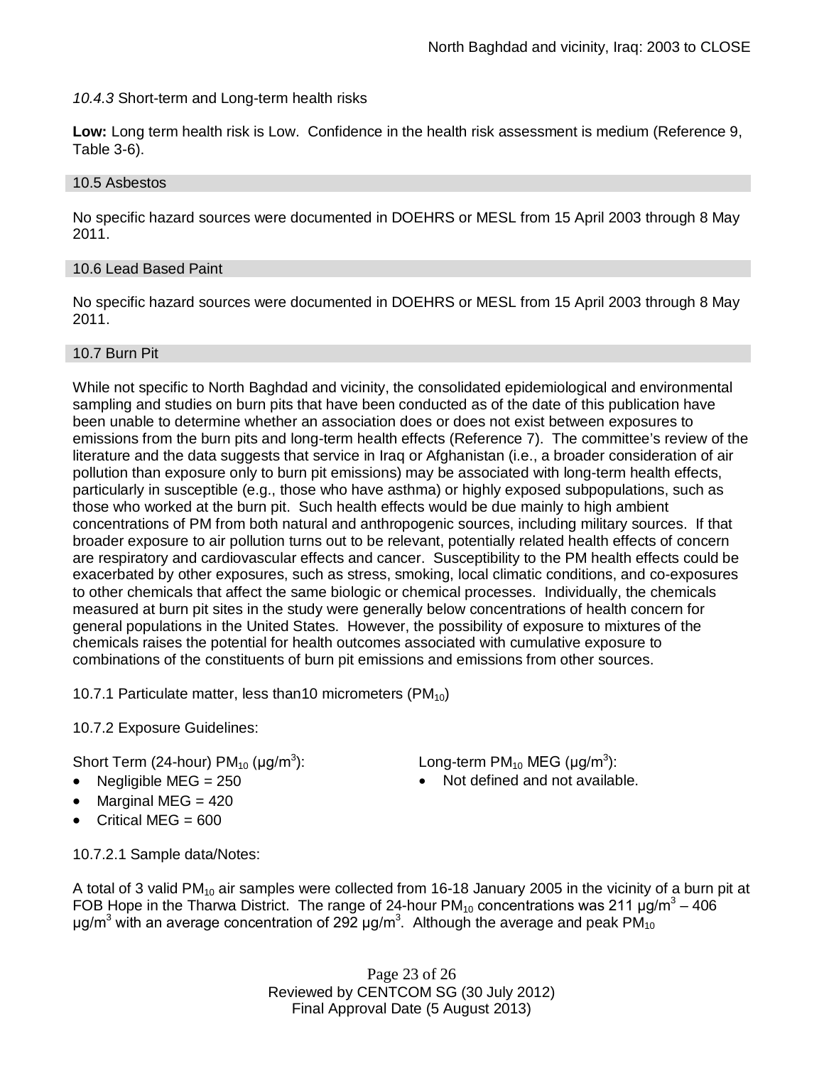*10.4.3* Short-term and Long-term health risks

**Low:** Long term health risk is Low. Confidence in the health risk assessment is medium (Reference 9, Table 3-6).

### 10.5 Asbestos

No specific hazard sources were documented in DOEHRS or MESL from 15 April 2003 through 8 May 2011.

### 10.6 Lead Based Paint

No specific hazard sources were documented in DOEHRS or MESL from 15 April 2003 through 8 May 2011.

### 10.7 Burn Pit

While not specific to North Baghdad and vicinity, the consolidated epidemiological and environmental sampling and studies on burn pits that have been conducted as of the date of this publication have been unable to determine whether an association does or does not exist between exposures to emissions from the burn pits and long-term health effects (Reference 7). The committee's review of the literature and the data suggests that service in Iraq or Afghanistan (i.e., a broader consideration of air pollution than exposure only to burn pit emissions) may be associated with long-term health effects, particularly in susceptible (e.g., those who have asthma) or highly exposed subpopulations, such as those who worked at the burn pit. Such health effects would be due mainly to high ambient concentrations of PM from both natural and anthropogenic sources, including military sources. If that broader exposure to air pollution turns out to be relevant, potentially related health effects of concern are respiratory and cardiovascular effects and cancer. Susceptibility to the PM health effects could be exacerbated by other exposures, such as stress, smoking, local climatic conditions, and co-exposures to other chemicals that affect the same biologic or chemical processes. Individually, the chemicals measured at burn pit sites in the study were generally below concentrations of health concern for general populations in the United States. However, the possibility of exposure to mixtures of the chemicals raises the potential for health outcomes associated with cumulative exposure to combinations of the constituents of burn pit emissions and emissions from other sources.

10.7.1 Particulate matter, less than10 micrometers ($PM_{10}$)

10.7.2 Exposure Guidelines:

Short Term (24-hour) $PM_{10}$ (µg/m$^3$):

- Negligible MEG = 250
- Marginal MEG = 420
- Critical MEG = 600

Long-term $PM_{10}$ MEG (µg/m$^3$):

- Not defined and not available.

10.7.2.1 Sample data/Notes:

A total of 3 valid $PM_{10}$ air samples were collected from 16-18 January 2005 in the vicinity of a burn pit at FOB Hope in the Tharwa District. The range of 24-hour $PM_{10}$ concentrations was 211 µg/m$^3$ – 406 µg/m$^3$ with an average concentration of 292 µg/m$^3$. Although the average and peak $PM_{10}$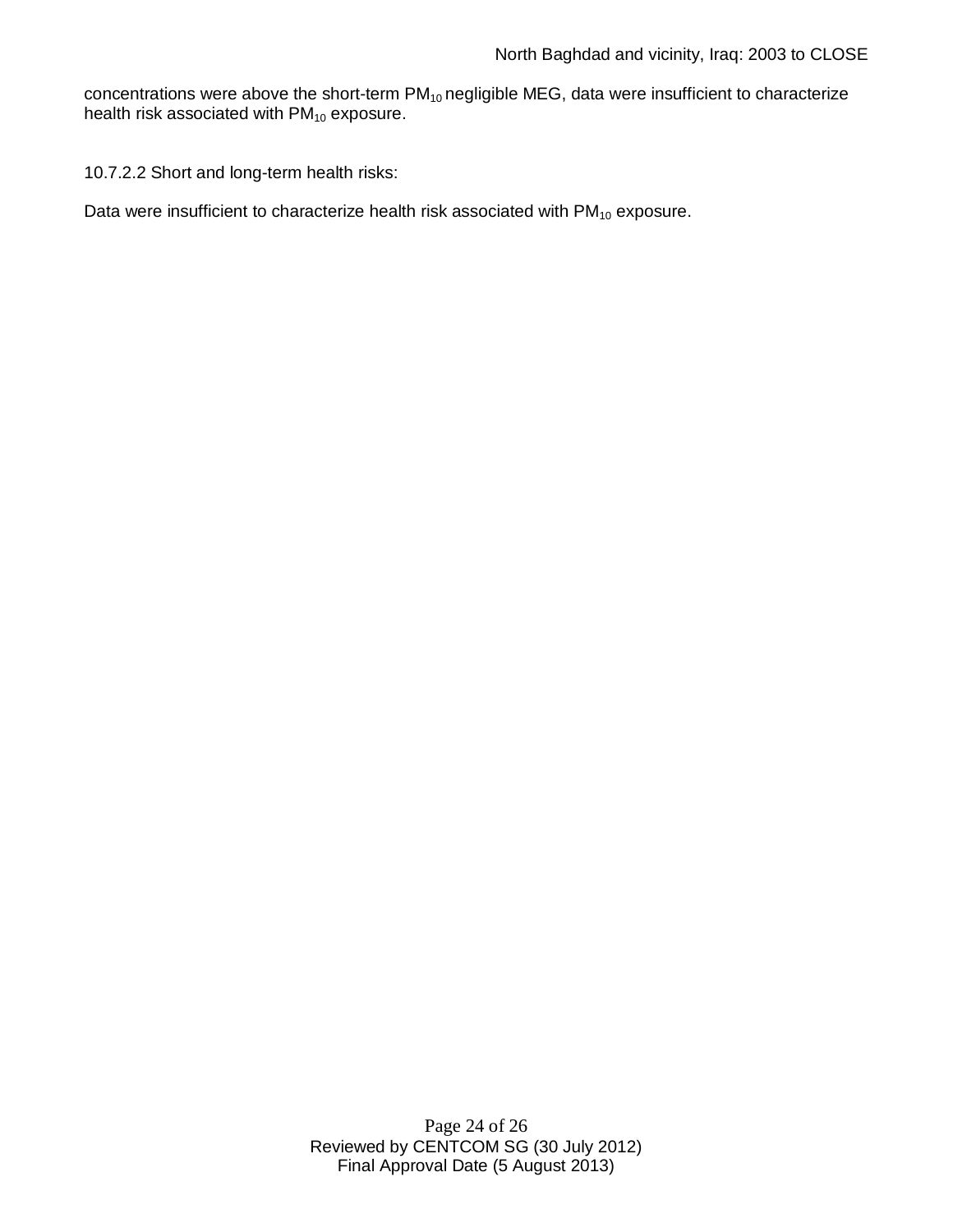concentrations were above the short-term $PM_{10}$ negligible MEG, data were insufficient to characterize health risk associated with $PM_{10}$ exposure.

10.7.2.2 Short and long-term health risks:

Data were insufficient to characterize health risk associated with $PM_{10}$ exposure.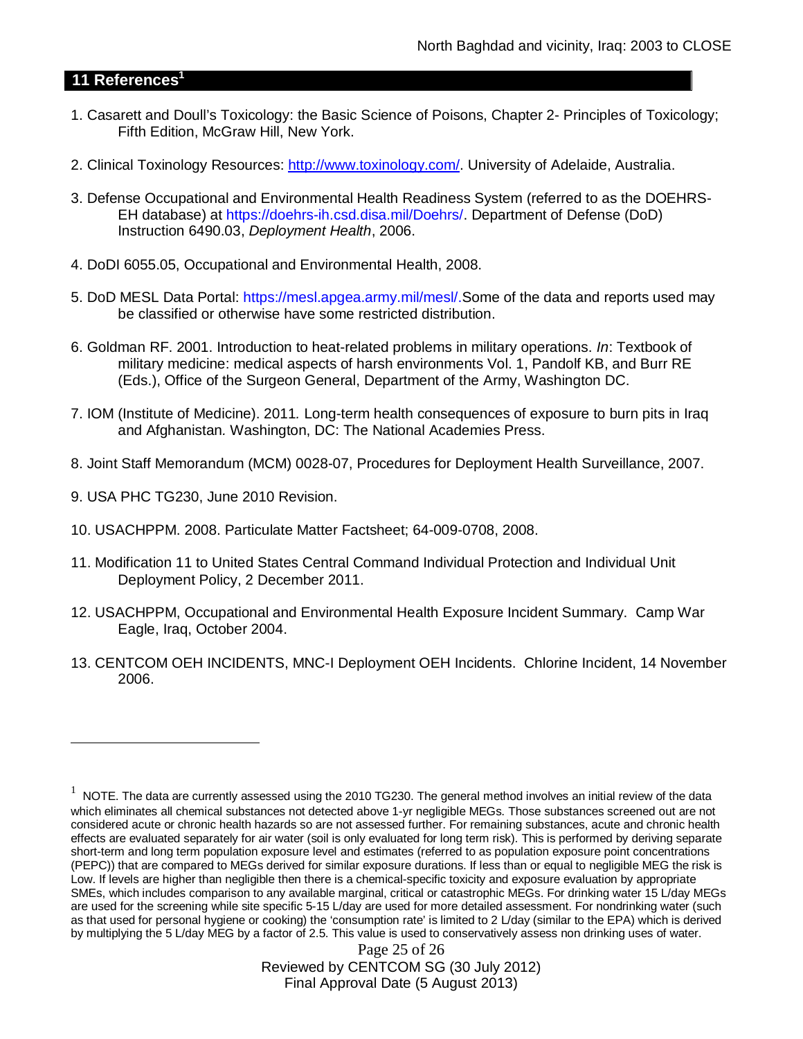## 11 References[1]

1. Casarett and Doull's Toxicology: the Basic Science of Poisons, Chapter 2- Principles of Toxicology; Fifth Edition, McGraw Hill, New York.

2. Clinical Toxinology Resources: http://www.toxinology.com/. University of Adelaide, Australia.

3. Defense Occupational and Environmental Health Readiness System (referred to as the DOEHRS-EH database) at https://doehrs-ih.csd.disa.mil/Doehrs/. Department of Defense (DoD) Instruction 6490.03, *Deployment Health*, 2006.

4. DoDI 6055.05, Occupational and Environmental Health, 2008.

5. DoD MESL Data Portal: https://mesl.apgea.army.mil/mesl/.Some of the data and reports used may be classified or otherwise have some restricted distribution.

6. Goldman RF. 2001. Introduction to heat-related problems in military operations. *In*: Textbook of military medicine: medical aspects of harsh environments Vol. 1, Pandolf KB, and Burr RE (Eds.), Office of the Surgeon General, Department of the Army, Washington DC.

7. IOM (Institute of Medicine). 2011*.* Long-term health consequences of exposure to burn pits in Iraq and Afghanistan*.* Washington, DC: The National Academies Press.

8. Joint Staff Memorandum (MCM) 0028-07, Procedures for Deployment Health Surveillance, 2007.

9. USA PHC TG230, June 2010 Revision.

10. USACHPPM. 2008. Particulate Matter Factsheet; 64-009-0708, 2008.

11. Modification 11 to United States Central Command Individual Protection and Individual Unit Deployment Policy, 2 December 2011.

12. USACHPPM, Occupational and Environmental Health Exposure Incident Summary. Camp War Eagle, Iraq, October 2004.

13. CENTCOM OEH INCIDENTS, MNC-I Deployment OEH Incidents. Chlorine Incident, 14 November 2006.

---

[1] NOTE. The data are currently assessed using the 2010 TG230. The general method involves an initial review of the data which eliminates all chemical substances not detected above 1-yr negligible MEGs. Those substances screened out are not considered acute or chronic health hazards so are not assessed further. For remaining substances, acute and chronic health effects are evaluated separately for air water (soil is only evaluated for long term risk). This is performed by deriving separate short-term and long term population exposure level and estimates (referred to as population exposure point concentrations (PEPC)) that are compared to MEGs derived for similar exposure durations. If less than or equal to negligible MEG the risk is Low. If levels are higher than negligible then there is a chemical-specific toxicity and exposure evaluation by appropriate SMEs, which includes comparison to any available marginal, critical or catastrophic MEGs. For drinking water 15 L/day MEGs are used for the screening while site specific 5-15 L/day are used for more detailed assessment. For nondrinking water (such as that used for personal hygiene or cooking) the 'consumption rate' is limited to 2 L/day (similar to the EPA) which is derived by multiplying the 5 L/day MEG by a factor of 2.5. This value is used to conservatively assess non drinking uses of water.

Reviewed by CENTCOM SG (30 July 2012)
Final Approval Date (5 August 2013)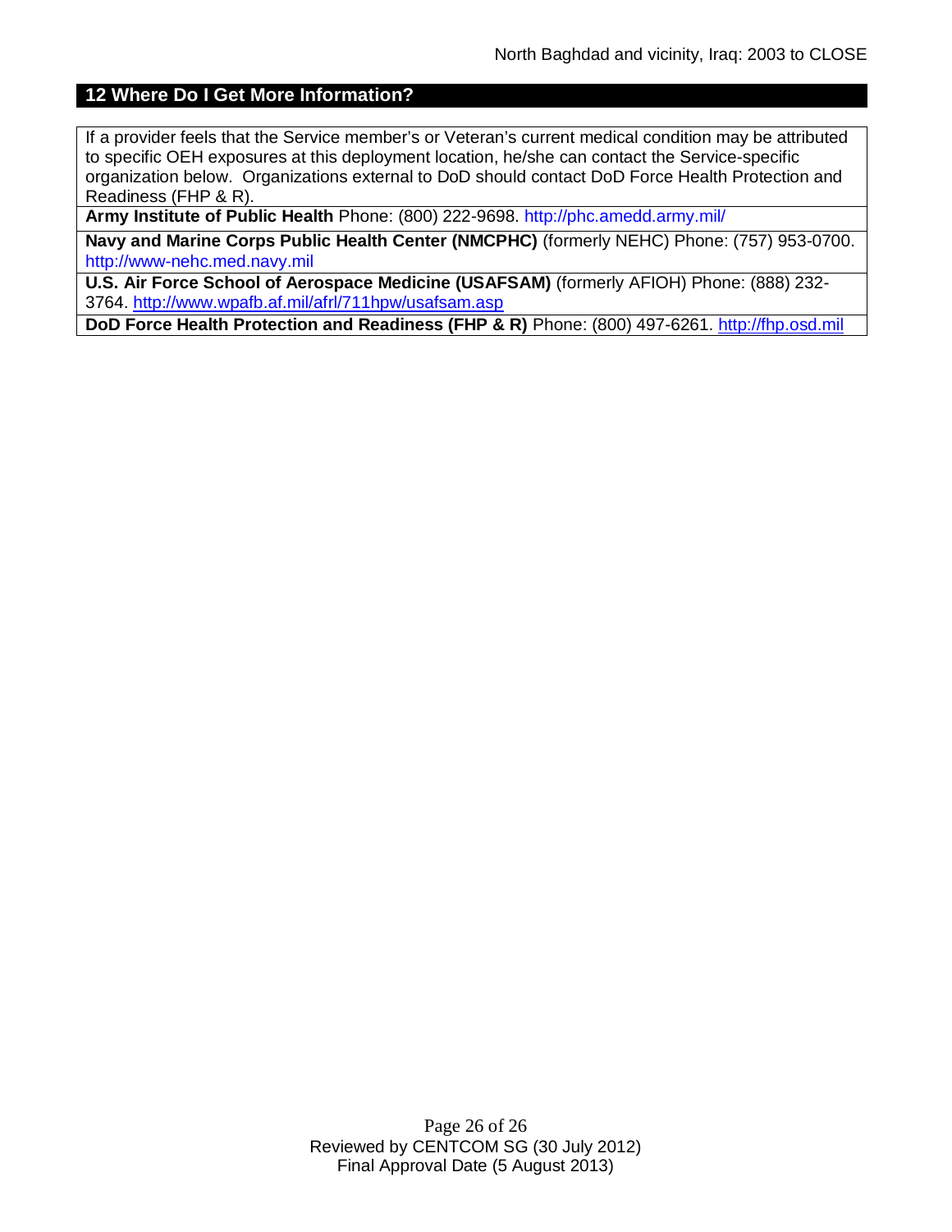## 12 Where Do I Get More Information?

If a provider feels that the Service member's or Veteran's current medical condition may be attributed to specific OEH exposures at this deployment location, he/she can contact the Service-specific organization below. Organizations external to DoD should contact DoD Force Health Protection and Readiness (FHP & R).

**Army Institute of Public Health** Phone: (800) 222-9698. http://phc.amedd.army.mil/

**Navy and Marine Corps Public Health Center (NMCPHC)** (formerly NEHC) Phone: (757) 953-0700. http://www-nehc.med.navy.mil

**U.S. Air Force School of Aerospace Medicine (USAFSAM)** (formerly AFIOH) Phone: (888) 232-3764. http://www.wpafb.af.mil/afrl/711hpw/usafsam.asp

**DoD Force Health Protection and Readiness (FHP & R)** Phone: (800) 497-6261. http://fhp.osd.mil

Reviewed by CENTCOM SG (30 July 2012)
Final Approval Date (5 August 2013)